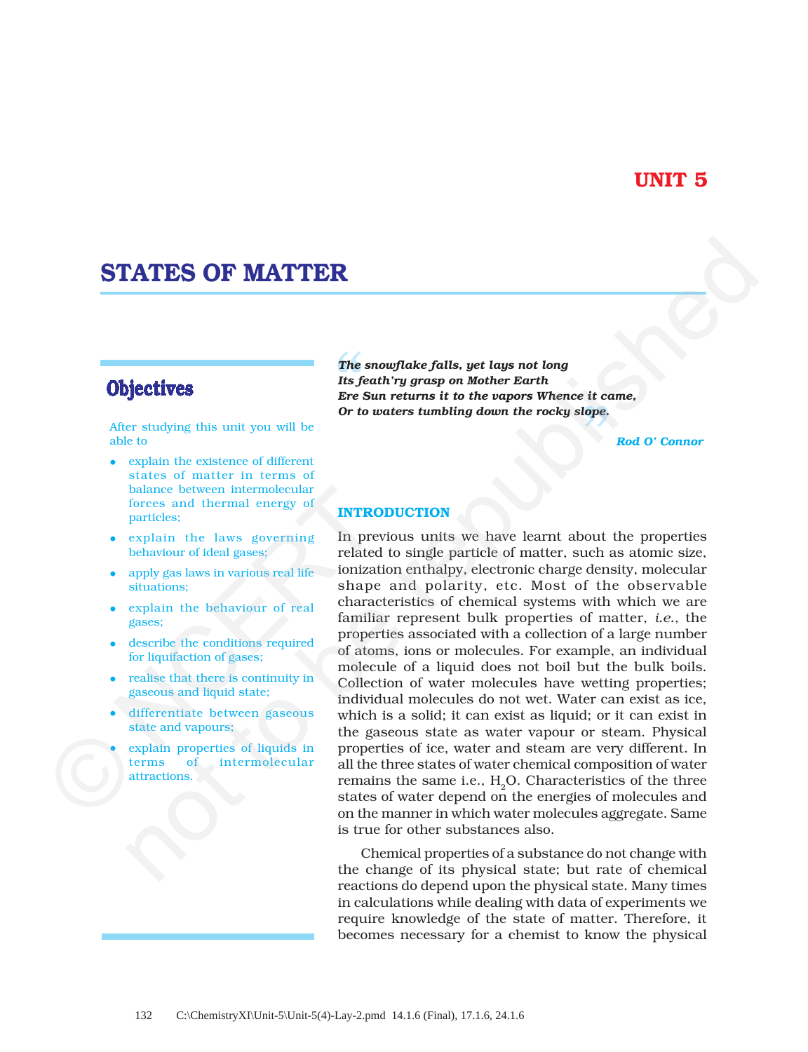# UNIT 5

# STATES OF MATTER

## Objectives

After studying this unit you will be able to

- explain the existence of different states of matter in terms of balance between intermolecular forces and thermal energy of particles;
- explain the laws governing behaviour of ideal gases;
- apply gas laws in various real life situations;
- explain the behaviour of real gases;
- describe the conditions required for liquifaction of gases;
- realise that there is continuity in gaseous and liquid state;
- differentiate between gaseous state and vapours;
- explain properties of liquids in terms of intermolecular attractions.

*The snowflake falls, yet lays not long*
*Its feath'ry grasp on Mother Earth*
*Ere Sun returns it to the vapors Whence it came,*
*Or to waters tumbling down the rocky slope.*

*Rod O' Connor*

### INTRODUCTION

In previous units we have learnt about the properties related to single particle of matter, such as atomic size, ionization enthalpy, electronic charge density, molecular shape and polarity, etc. Most of the observable characteristics of chemical systems with which we are familiar represent bulk properties of matter, *i.e.*, the properties associated with a collection of a large number of atoms, ions or molecules. For example, an individual molecule of a liquid does not boil but the bulk boils. Collection of water molecules have wetting properties; individual molecules do not wet. Water can exist as ice, which is a solid; it can exist as liquid; or it can exist in the gaseous state as water vapour or steam. Physical properties of ice, water and steam are very different. In all the three states of water chemical composition of water remains the same i.e., $H_2O$. Characteristics of the three states of water depend on the energies of molecules and on the manner in which water molecules aggregate. Same is true for other substances also.

Chemical properties of a substance do not change with the change of its physical state; but rate of chemical reactions do depend upon the physical state. Many times in calculations while dealing with data of experiments we require knowledge of the state of matter. Therefore, it becomes necessary for a chemist to know the physical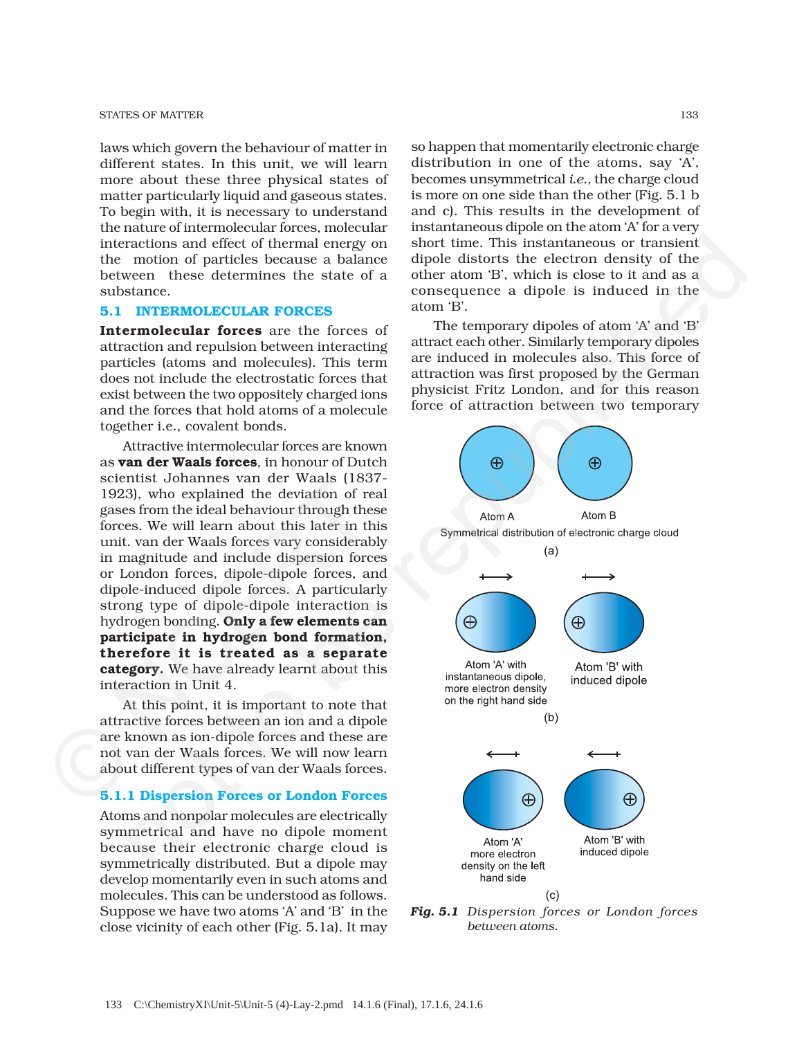laws which govern the behaviour of matter in different states. In this unit, we will learn more about these three physical states of matter particularly liquid and gaseous states. To begin with, it is necessary to understand the nature of intermolecular forces, molecular interactions and effect of thermal energy on the motion of particles because a balance between these determines the state of a substance.

## 5.1 INTERMOLECULAR FORCES

**Intermolecular forces** are the forces of attraction and repulsion between interacting particles (atoms and molecules). This term does not include the electrostatic forces that exist between the two oppositely charged ions and the forces that hold atoms of a molecule together i.e., covalent bonds.

Attractive intermolecular forces are known as **van der Waals forces**, in honour of Dutch scientist Johannes van der Waals (1837-1923), who explained the deviation of real gases from the ideal behaviour through these forces. We will learn about this later in this unit. van der Waals forces vary considerably in magnitude and include dispersion forces or London forces, dipole-dipole forces, and dipole-induced dipole forces. A particularly strong type of dipole-dipole interaction is hydrogen bonding. **Only a few elements can participate in hydrogen bond formation, therefore it is treated as a separate category.** We have already learnt about this interaction in Unit 4.

At this point, it is important to note that attractive forces between an ion and a dipole are known as ion-dipole forces and these are not van der Waals forces. We will now learn about different types of van der Waals forces.

### 5.1.1 Dispersion Forces or London Forces

Atoms and nonpolar molecules are electrically symmetrical and have no dipole moment because their electronic charge cloud is symmetrically distributed. But a dipole may develop momentarily even in such atoms and molecules. This can be understood as follows. Suppose we have two atoms 'A' and 'B' in the close vicinity of each other (Fig. 5.1a). It may so happen that momentarily electronic charge distribution in one of the atoms, say 'A', becomes unsymmetrical *i.e.*, the charge cloud is more on one side than the other (Fig. 5.1 b and c). This results in the development of instantaneous dipole on the atom 'A' for a very short time. This instantaneous or transient dipole distorts the electron density of the other atom 'B', which is close to it and as a consequence a dipole is induced in the atom 'B'.

The temporary dipoles of atom 'A' and 'B' attract each other. Similarly temporary dipoles are induced in molecules also. This force of attraction was first proposed by the German physicist Fritz London, and for this reason force of attraction between two temporary

Atom A Atom B

Symmetrical distribution of electronic charge cloud

(a)

Atom 'A' with instantaneous dipole, more electron density on the right hand side

Atom 'B' with induced dipole

(b)

Atom 'A' more electron density on the left hand side

Atom 'B' with induced dipole

(c)

***Fig. 5.1*** *Dispersion forces or London forces between atoms.*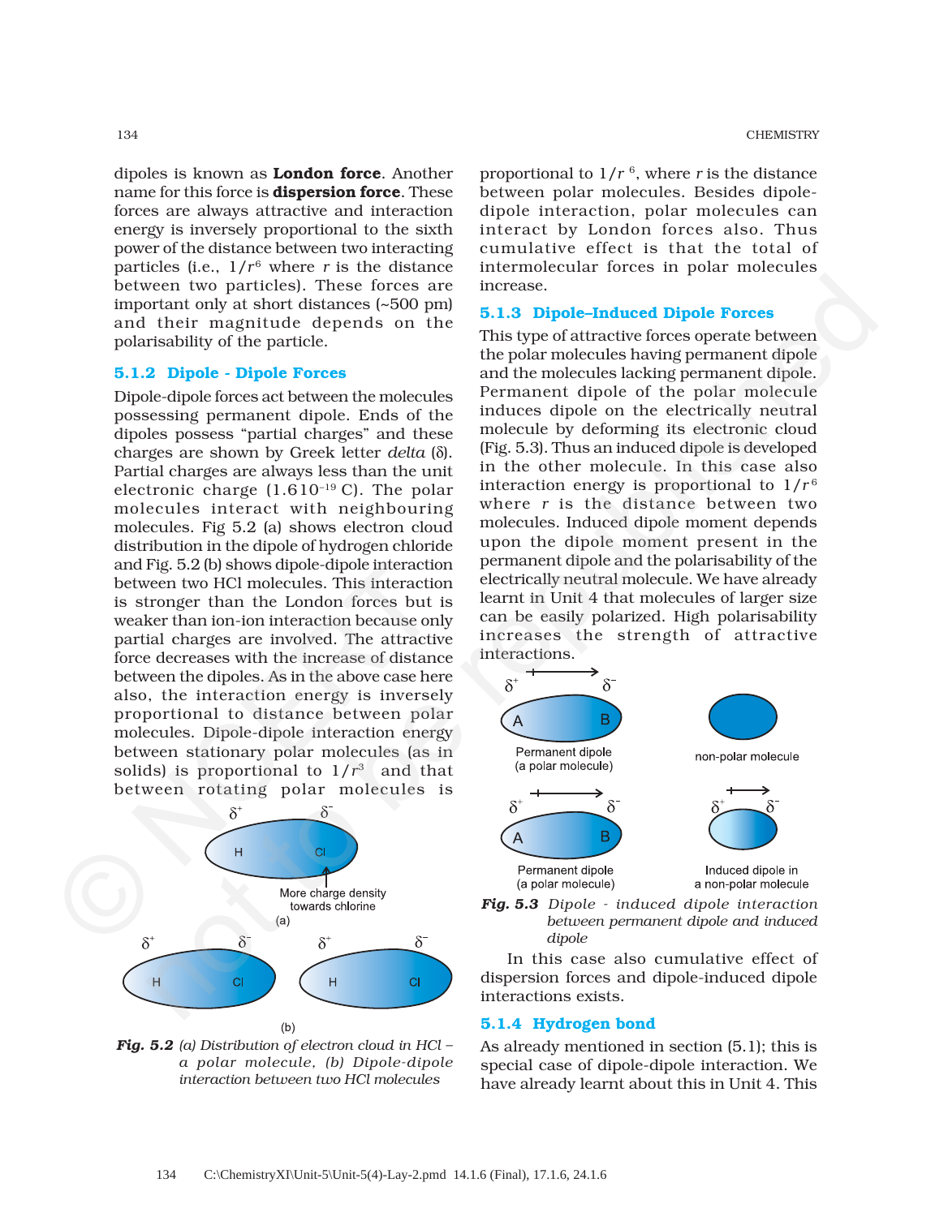dipoles is known as **London force**. Another name for this force is **dispersion force**. These forces are always attractive and interaction energy is inversely proportional to the sixth power of the distance between two interacting particles (i.e., $1/r^6$ where $r$ is the distance between two particles). These forces are important only at short distances (~500 pm) and their magnitude depends on the polarisability of the particle.

### 5.1.2 Dipole - Dipole Forces

Dipole-dipole forces act between the molecules possessing permanent dipole. Ends of the dipoles possess "partial charges" and these charges are shown by Greek letter *delta* (δ). Partial charges are always less than the unit electronic charge ($1.6 \times 10^{-19}$ C). The polar molecules interact with neighbouring molecules. Fig 5.2 (a) shows electron cloud distribution in the dipole of hydrogen chloride and Fig. 5.2 (b) shows dipole-dipole interaction between two HCl molecules. This interaction is stronger than the London forces but is weaker than ion-ion interaction because only partial charges are involved. The attractive force decreases with the increase of distance between the dipoles. As in the above case here also, the interaction energy is inversely proportional to distance between polar molecules. Dipole-dipole interaction energy between stationary polar molecules (as in solids) is proportional to $1/r^3$ and that between rotating polar molecules is proportional to $1/r^6$, where $r$ is the distance between polar molecules. Besides dipole-dipole interaction, polar molecules can interact by London forces also. Thus cumulative effect is that the total of intermolecular forces in polar molecules increase.

**Fig. 5.2** *(a) Distribution of electron cloud in HCl – a polar molecule, (b) Dipole-dipole interaction between two HCl molecules*

### 5.1.3 Dipole–Induced Dipole Forces

This type of attractive forces operate between the polar molecules having permanent dipole and the molecules lacking permanent dipole. Permanent dipole of the polar molecule induces dipole on the electrically neutral molecule by deforming its electronic cloud (Fig. 5.3). Thus an induced dipole is developed in the other molecule. In this case also interaction energy is proportional to $1/r^6$ where $r$ is the distance between two molecules. Induced dipole moment depends upon the dipole moment present in the permanent dipole and the polarisability of the electrically neutral molecule. We have already learnt in Unit 4 that molecules of larger size can be easily polarized. High polarisability increases the strength of attractive interactions.

**Fig. 5.3** *Dipole - induced dipole interaction between permanent dipole and induced dipole*

In this case also cumulative effect of dispersion forces and dipole-induced dipole interactions exists.

### 5.1.4 Hydrogen bond

As already mentioned in section (5.1); this is special case of dipole-dipole interaction. We have already learnt about this in Unit 4. This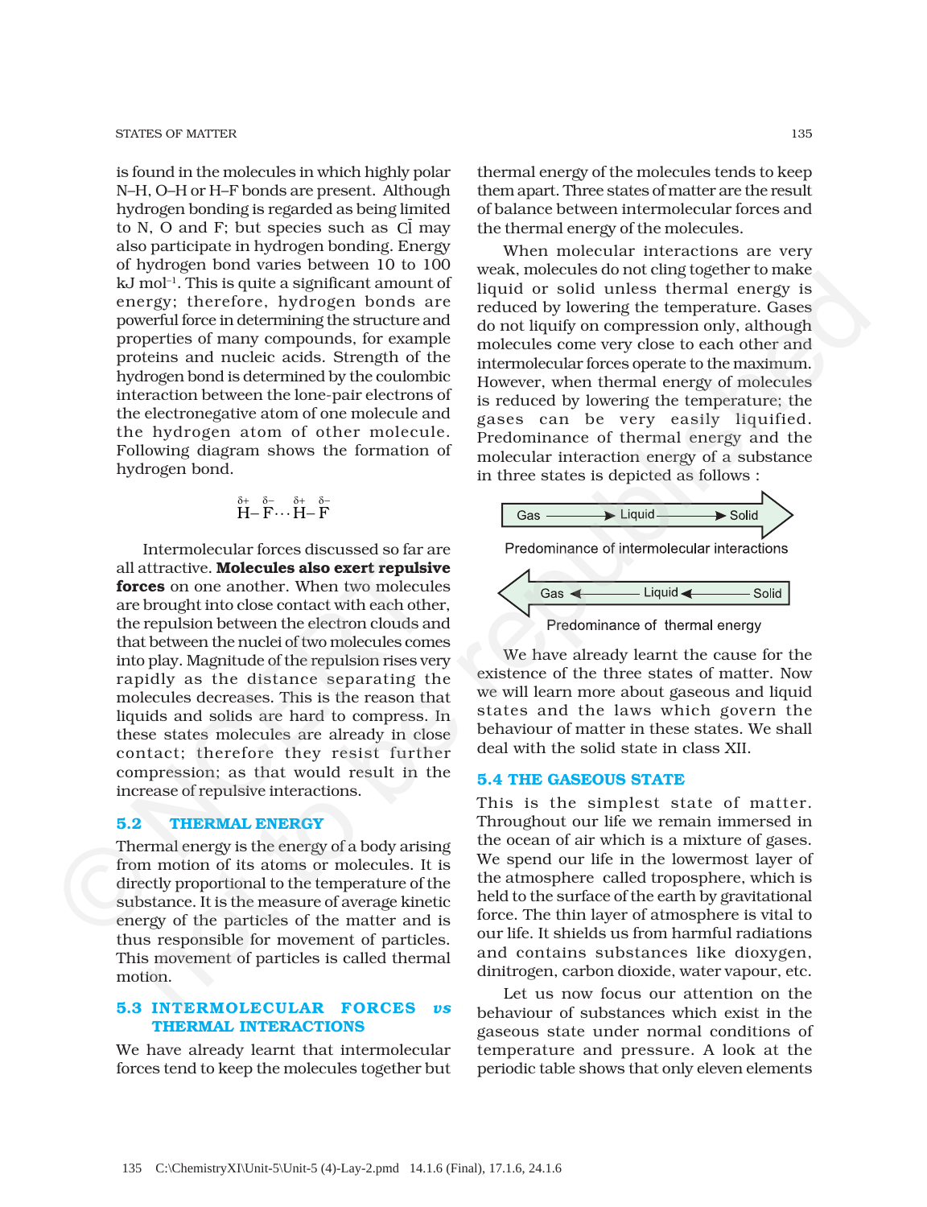is found in the molecules in which highly polar N–H, O–H or H–F bonds are present. Although hydrogen bonding is regarded as being limited to N, O and F; but species such as $\bar{Cl}$ may also participate in hydrogen bonding. Energy of hydrogen bond varies between 10 to 100 kJ mol$^{-1}$. This is quite a significant amount of energy; therefore, hydrogen bonds are powerful force in determining the structure and properties of many compounds, for example proteins and nucleic acids. Strength of the hydrogen bond is determined by the coulombic interaction between the lone-pair electrons of the electronegative atom of one molecule and the hydrogen atom of other molecule. Following diagram shows the formation of hydrogen bond.

$$\overset{\delta+}{H}-\overset{\delta-}{F}\cdots\overset{\delta+}{H}-\overset{\delta-}{F}$$

Intermolecular forces discussed so far are all attractive. **Molecules also exert repulsive forces** on one another. When two molecules are brought into close contact with each other, the repulsion between the electron clouds and that between the nuclei of two molecules comes into play. Magnitude of the repulsion rises very rapidly as the distance separating the molecules decreases. This is the reason that liquids and solids are hard to compress. In these states molecules are already in close contact; therefore they resist further compression; as that would result in the increase of repulsive interactions.

## 5.2 THERMAL ENERGY

Thermal energy is the energy of a body arising from motion of its atoms or molecules. It is directly proportional to the temperature of the substance. It is the measure of average kinetic energy of the particles of the matter and is thus responsible for movement of particles. This movement of particles is called thermal motion.

## 5.3 INTERMOLECULAR FORCES *vs* THERMAL INTERACTIONS

We have already learnt that intermolecular forces tend to keep the molecules together but thermal energy of the molecules tends to keep them apart. Three states of matter are the result of balance between intermolecular forces and the thermal energy of the molecules.

When molecular interactions are very weak, molecules do not cling together to make liquid or solid unless thermal energy is reduced by lowering the temperature. Gases do not liquify on compression only, although molecules come very close to each other and intermolecular forces operate to the maximum. However, when thermal energy of molecules is reduced by lowering the temperature; the gases can be very easily liquified. Predominance of thermal energy and the molecular interaction energy of a substance in three states is depicted as follows :

Gas ⟶ Liquid ⟶ Solid

Predominance of intermolecular interactions

Gas ⟵ Liquid ⟵ Solid

Predominance of thermal energy

We have already learnt the cause for the existence of the three states of matter. Now we will learn more about gaseous and liquid states and the laws which govern the behaviour of matter in these states. We shall deal with the solid state in class XII.

## 5.4 THE GASEOUS STATE

This is the simplest state of matter. Throughout our life we remain immersed in the ocean of air which is a mixture of gases. We spend our life in the lowermost layer of the atmosphere called troposphere, which is held to the surface of the earth by gravitational force. The thin layer of atmosphere is vital to our life. It shields us from harmful radiations and contains substances like dioxygen, dinitrogen, carbon dioxide, water vapour, etc.

Let us now focus our attention on the behaviour of substances which exist in the gaseous state under normal conditions of temperature and pressure. A look at the periodic table shows that only eleven elements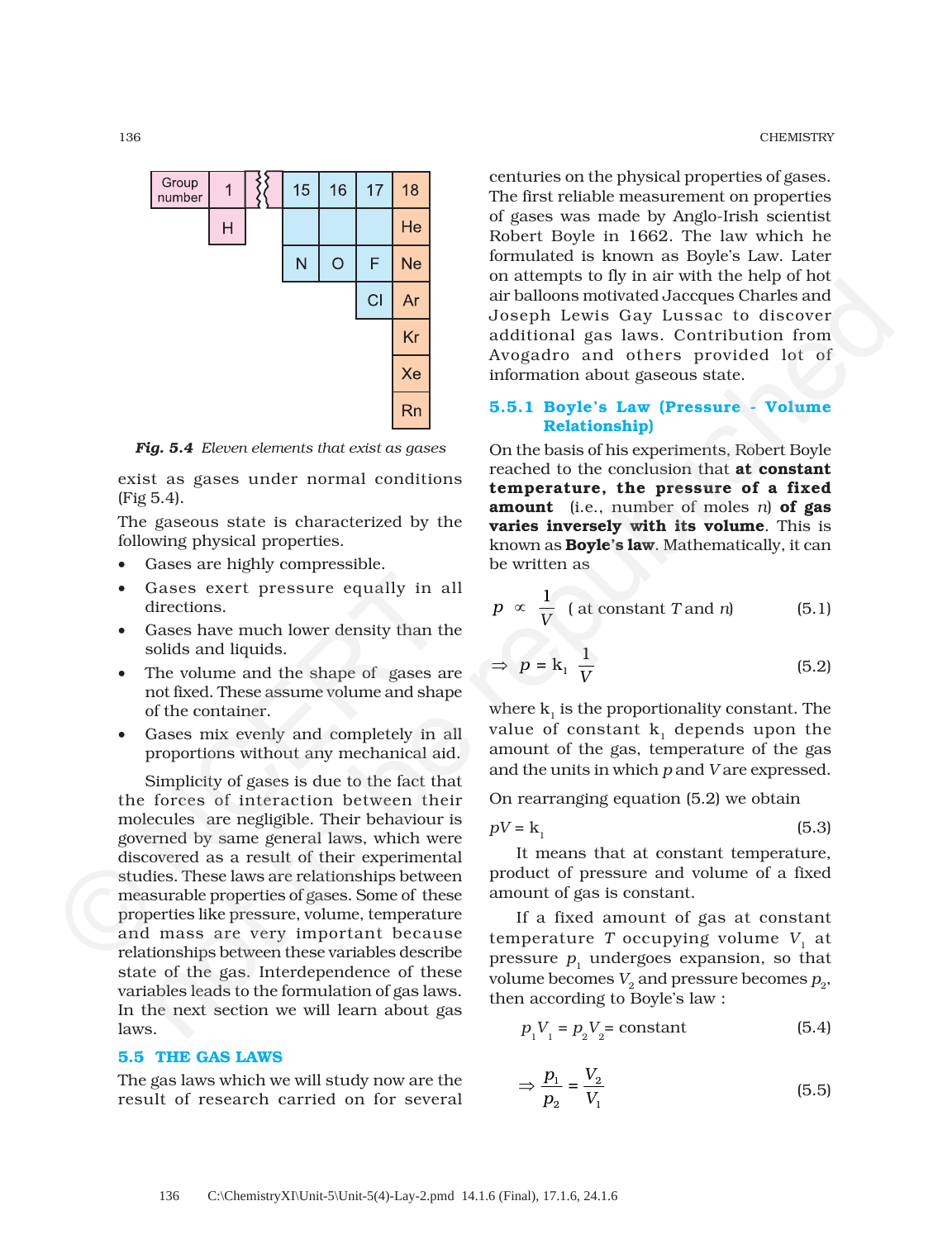| Group number | 1 | 15 | 16 | 17 | 18 |
|---|---|---|---|---|---|
| | H | | | | He |
| | | N | O | F | Ne |
| | | | | Cl | Ar |
| | | | | | Kr |
| | | | | | Xe |
| | | | | | Rn |

***Fig. 5.4*** *Eleven elements that exist as gases*

exist as gases under normal conditions (Fig 5.4).

The gaseous state is characterized by the following physical properties.

- Gases are highly compressible.
- Gases exert pressure equally in all directions.
- Gases have much lower density than the solids and liquids.
- The volume and the shape of gases are not fixed. These assume volume and shape of the container.
- Gases mix evenly and completely in all proportions without any mechanical aid.

Simplicity of gases is due to the fact that the forces of interaction between their molecules are negligible. Their behaviour is governed by same general laws, which were discovered as a result of their experimental studies. These laws are relationships between measurable properties of gases. Some of these properties like pressure, volume, temperature and mass are very important because relationships between these variables describe state of the gas. Interdependence of these variables leads to the formulation of gas laws. In the next section we will learn about gas laws.

## 5.5 THE GAS LAWS

The gas laws which we will study now are the result of research carried on for several centuries on the physical properties of gases. The first reliable measurement on properties of gases was made by Anglo-Irish scientist Robert Boyle in 1662. The law which he formulated is known as Boyle's Law. Later on attempts to fly in air with the help of hot air balloons motivated Jaccques Charles and Joseph Lewis Gay Lussac to discover additional gas laws. Contribution from Avogadro and others provided lot of information about gaseous state.

### 5.5.1 Boyle's Law (Pressure - Volume Relationship)

On the basis of his experiments, Robert Boyle reached to the conclusion that **at constant temperature, the pressure of a fixed amount** (i.e., number of moles *n*) **of gas varies inversely with its volume**. This is known as **Boyle's law**. Mathematically, it can be written as

$$p \propto \frac{1}{V} \quad (\text{at constant } T \text{ and } n) \qquad (5.1)$$

$$\Rightarrow \; p = k_1 \frac{1}{V} \qquad (5.2)$$

where $k_1$ is the proportionality constant. The value of constant $k_1$ depends upon the amount of the gas, temperature of the gas and the units in which $p$ and $V$ are expressed.

On rearranging equation (5.2) we obtain

$$pV = k_1 \qquad (5.3)$$

It means that at constant temperature, product of pressure and volume of a fixed amount of gas is constant.

If a fixed amount of gas at constant temperature $T$ occupying volume $V_1$ at pressure $p_1$ undergoes expansion, so that volume becomes $V_2$ and pressure becomes $p_2$, then according to Boyle's law :

$$p_1V_1 = p_2V_2 = \text{constant} \qquad (5.4)$$

$$\Rightarrow \frac{p_1}{p_2} = \frac{V_2}{V_1} \qquad (5.5)$$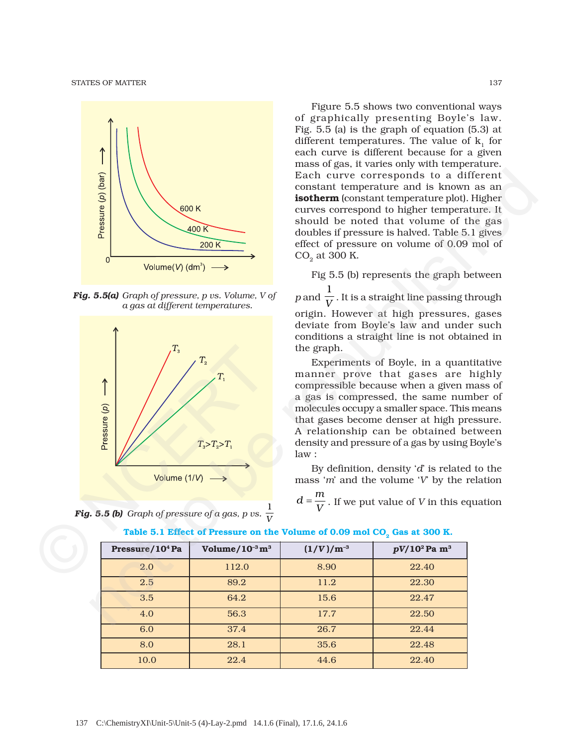Fig. 5.5(a) *Graph of pressure, p vs. Volume, V of a gas at different temperatures.*

Fig. 5.5 (b) *Graph of pressure of a gas, p vs.* $\frac{1}{V}$

Figure 5.5 shows two conventional ways of graphically presenting Boyle's law. Fig. 5.5 (a) is the graph of equation (5.3) at different temperatures. The value of $k_1$ for each curve is different because for a given mass of gas, it varies only with temperature. Each curve corresponds to a different constant temperature and is known as an **isotherm** (constant temperature plot). Higher curves correspond to higher temperature. It should be noted that volume of the gas doubles if pressure is halved. Table 5.1 gives effect of pressure on volume of 0.09 mol of $CO_2$ at 300 K.

Fig 5.5 (b) represents the graph between $p$ and $\frac{1}{V}$. It is a straight line passing through origin. However at high pressures, gases deviate from Boyle's law and under such conditions a straight line is not obtained in the graph.

Experiments of Boyle, in a quantitative manner prove that gases are highly compressible because when a given mass of a gas is compressed, the same number of molecules occupy a smaller space. This means that gases become denser at high pressure. A relationship can be obtained between density and pressure of a gas by using Boyle's law :

By definition, density '$d$' is related to the mass '$m$' and the volume '$V$' by the relation $d = \frac{m}{V}$. If we put value of $V$ in this equation

**Table 5.1 Effect of Pressure on the Volume of 0.09 mol $CO_2$ Gas at 300 K.**

| Pressure/$10^4$ Pa | Volume/$10^{-3}$ m$^3$ | $(1/V)$/m$^{-3}$ | $pV/10^2$ Pa m$^3$ |
|---|---|---|---|
| 2.0 | 112.0 | 8.90 | 22.40 |
| 2.5 | 89.2 | 11.2 | 22.30 |
| 3.5 | 64.2 | 15.6 | 22.47 |
| 4.0 | 56.3 | 17.7 | 22.50 |
| 6.0 | 37.4 | 26.7 | 22.44 |
| 8.0 | 28.1 | 35.6 | 22.48 |
| 10.0 | 22.4 | 44.6 | 22.40 |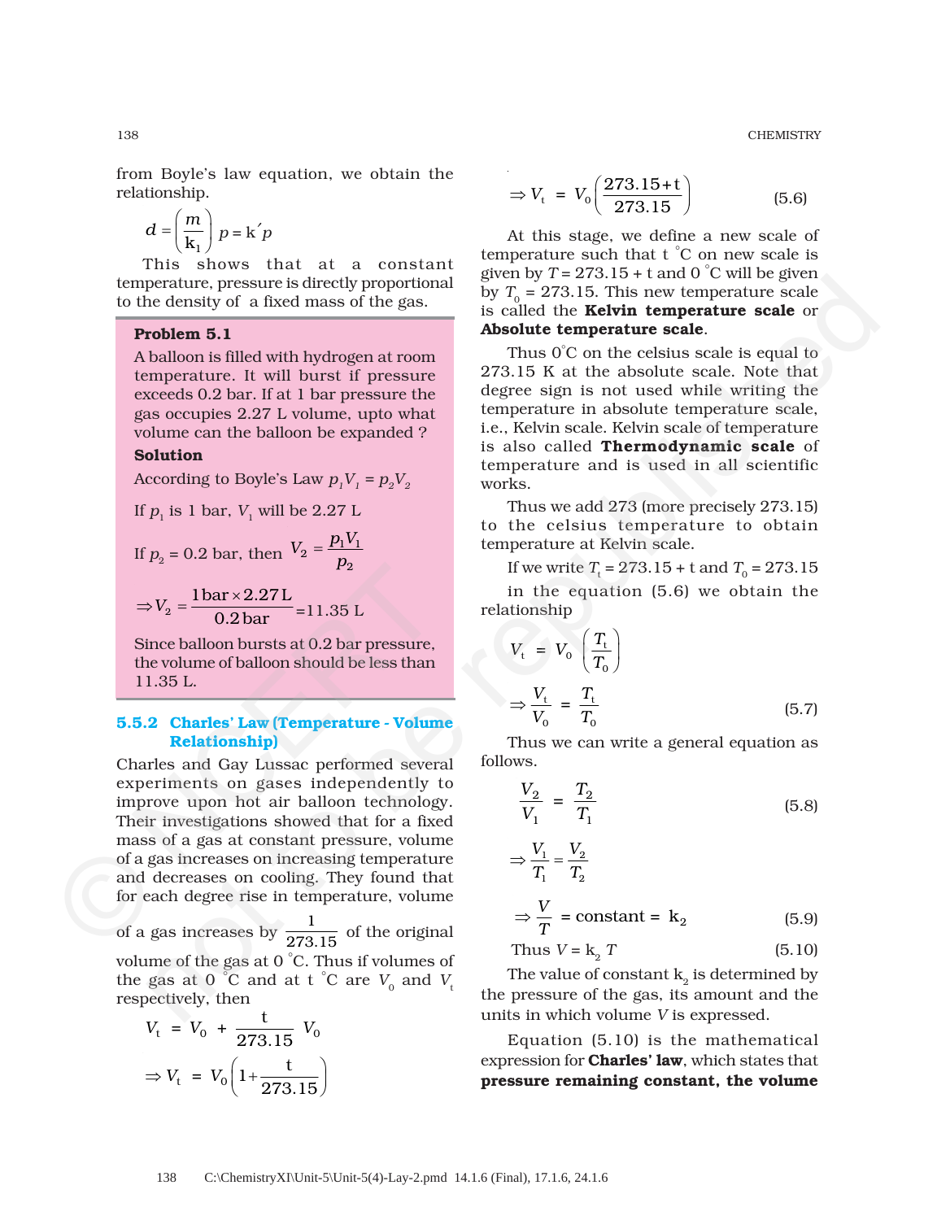from Boyle's law equation, we obtain the relationship.

$$d = \left(\frac{m}{k_1}\right) p = k' p$$

This shows that at a constant temperature, pressure is directly proportional to the density of a fixed mass of the gas.

**Problem 5.1**

A balloon is filled with hydrogen at room temperature. It will burst if pressure exceeds 0.2 bar. If at 1 bar pressure the gas occupies 2.27 L volume, upto what volume can the balloon be expanded ?

**Solution**

According to Boyle's Law $p_1V_1 = p_2V_2$

If $p_1$ is 1 bar, $V_1$ will be 2.27 L

If $p_2$ = 0.2 bar, then $V_2 = \dfrac{p_1V_1}{p_2}$

$$\Rightarrow V_2 = \frac{1\,\text{bar} \times 2.27\,\text{L}}{0.2\,\text{bar}} = 11.35\ \text{L}$$

Since balloon bursts at 0.2 bar pressure, the volume of balloon should be less than 11.35 L.

### 5.5.2 Charles' Law (Temperature - Volume Relationship)

Charles and Gay Lussac performed several experiments on gases independently to improve upon hot air balloon technology. Their investigations showed that for a fixed mass of a gas at constant pressure, volume of a gas increases on increasing temperature and decreases on cooling. They found that for each degree rise in temperature, volume of a gas increases by $\dfrac{1}{273.15}$ of the original volume of the gas at 0 °C. Thus if volumes of the gas at 0 °C and at t °C are $V_0$ and $V_t$ respectively, then

$$V_t = V_0 + \frac{t}{273.15} V_0$$

$$\Rightarrow V_t = V_0\left(1 + \frac{t}{273.15}\right)$$

$$\Rightarrow V_t = V_0\left(\frac{273.15 + t}{273.15}\right) \qquad (5.6)$$

At this stage, we define a new scale of temperature such that t °C on new scale is given by $T = 273.15 + t$ and 0 °C will be given by $T_0 = 273.15$. This new temperature scale is called the **Kelvin temperature scale** or **Absolute temperature scale**.

Thus 0°C on the celsius scale is equal to 273.15 K at the absolute scale. Note that degree sign is not used while writing the temperature in absolute temperature scale, i.e., Kelvin scale. Kelvin scale of temperature is also called **Thermodynamic scale** of temperature and is used in all scientific works.

Thus we add 273 (more precisely 273.15) to the celsius temperature to obtain temperature at Kelvin scale.

If we write $T_t = 273.15 + t$ and $T_0 = 273.15$ in the equation (5.6) we obtain the relationship

$$V_t = V_0\left(\frac{T_t}{T_0}\right)$$

$$\Rightarrow \frac{V_t}{V_0} = \frac{T_t}{T_0} \qquad (5.7)$$

Thus we can write a general equation as follows.

$$\frac{V_2}{V_1} = \frac{T_2}{T_1} \qquad (5.8)$$

$$\Rightarrow \frac{V_1}{T_1} = \frac{V_2}{T_2}$$

$$\Rightarrow \frac{V}{T} = \text{constant} = k_2 \qquad (5.9)$$

$$\text{Thus } V = k_2\, T \qquad (5.10)$$

The value of constant $k_2$ is determined by the pressure of the gas, its amount and the units in which volume $V$ is expressed.

Equation (5.10) is the mathematical expression for **Charles' law**, which states that **pressure remaining constant, the volume**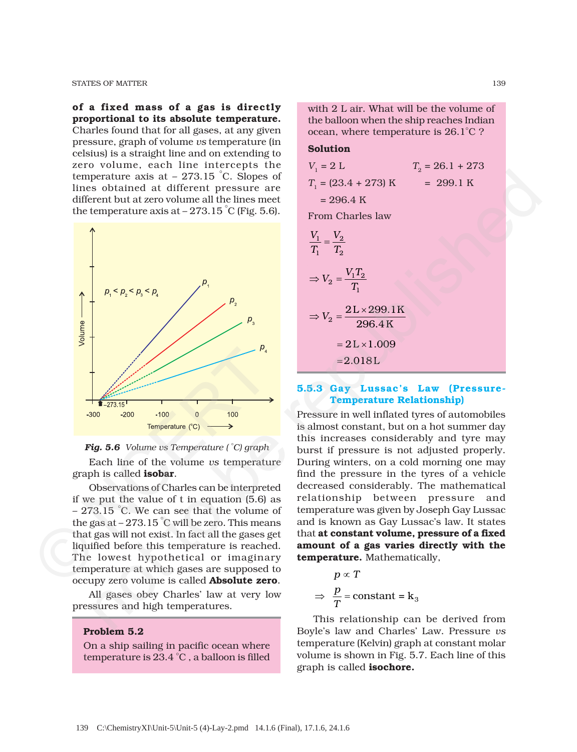**of a fixed mass of a gas is directly proportional to its absolute temperature.** Charles found that for all gases, at any given pressure, graph of volume *vs* temperature (in celsius) is a straight line and on extending to zero volume, each line intercepts the temperature axis at – 273.15 °C. Slopes of lines obtained at different pressure are different but at zero volume all the lines meet the temperature axis at – 273.15 °C (Fig. 5.6).

***Fig. 5.6*** *Volume vs Temperature ( °C) graph*

Each line of the volume *vs* temperature graph is called **isobar**.

Observations of Charles can be interpreted if we put the value of t in equation (5.6) as – 273.15 °C. We can see that the volume of the gas at – 273.15 °C will be zero. This means that gas will not exist. In fact all the gases get liquified before this temperature is reached. The lowest hypothetical or imaginary temperature at which gases are supposed to occupy zero volume is called **Absolute zero**.

All gases obey Charles' law at very low pressures and high temperatures.

**Problem 5.2**

On a ship sailing in pacific ocean where temperature is 23.4 °C , a balloon is filled with 2 L air. What will be the volume of the balloon when the ship reaches Indian ocean, where temperature is 26.1°C ?

**Solution**

$V_1 = 2\text{ L}$ $\quad\quad T_2 = 26.1 + 273$

$T_1 = (23.4 + 273)\text{ K} \quad = 299.1\text{ K}$

$= 296.4\text{ K}$

From Charles law

$$\frac{V_1}{T_1} = \frac{V_2}{T_2}$$

$$\Rightarrow V_2 = \frac{V_1 T_2}{T_1}$$

$$\Rightarrow V_2 = \frac{2\text{L} \times 299.1\text{K}}{296.4\text{K}}$$

$$= 2\text{L} \times 1.009$$

$$= 2.018\text{L}$$

### 5.5.3 Gay Lussac's Law (Pressure-Temperature Relationship)

Pressure in well inflated tyres of automobiles is almost constant, but on a hot summer day this increases considerably and tyre may burst if pressure is not adjusted properly. During winters, on a cold morning one may find the pressure in the tyres of a vehicle decreased considerably. The mathematical relationship between pressure and temperature was given by Joseph Gay Lussac and is known as Gay Lussac's law. It states that **at constant volume, pressure of a fixed amount of a gas varies directly with the temperature.** Mathematically,

$$p \propto T$$

$$\Rightarrow \frac{p}{T} = \text{constant} = k_3$$

This relationship can be derived from Boyle's law and Charles' Law. Pressure *vs* temperature (Kelvin) graph at constant molar volume is shown in Fig. 5.7. Each line of this graph is called **isochore.**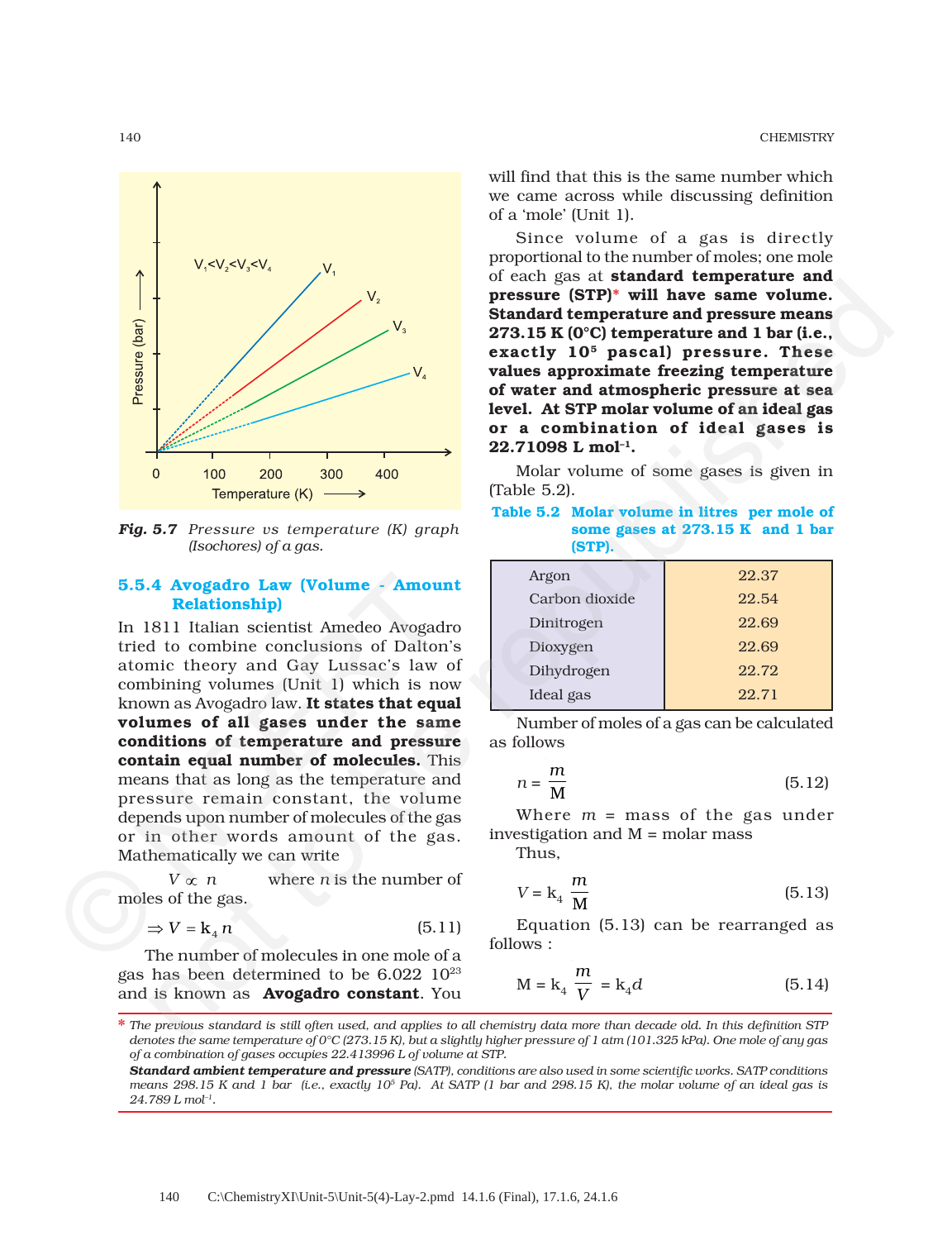Fig. 5.7 *Pressure vs temperature (K) graph (Isochores) of a gas.*

### 5.5.4 Avogadro Law (Volume - Amount Relationship)

In 1811 Italian scientist Amedeo Avogadro tried to combine conclusions of Dalton's atomic theory and Gay Lussac's law of combining volumes (Unit 1) which is now known as Avogadro law. **It states that equal volumes of all gases under the same conditions of temperature and pressure contain equal number of molecules.** This means that as long as the temperature and pressure remain constant, the volume depends upon number of molecules of the gas or in other words amount of the gas. Mathematically we can write

$V \propto n$ where $n$ is the number of moles of the gas.

$$\Rightarrow V = k_4 n \tag{5.11}$$

The number of molecules in one mole of a gas has been determined to be 6.022 $10^{23}$ and is known as **Avogadro constant**. You will find that this is the same number which we came across while discussing definition of a 'mole' (Unit 1).

Since volume of a gas is directly proportional to the number of moles; one mole of each gas at **standard temperature and pressure (STP)*** **will have same volume. Standard temperature and pressure means 273.15 K (0°C) temperature and 1 bar (i.e., exactly $10^5$ pascal) pressure. These values approximate freezing temperature of water and atmospheric pressure at sea level. At STP molar volume of an ideal gas or a combination of ideal gases is 22.71098 L $mol^{-1}$.**

Molar volume of some gases is given in (Table 5.2).

**Table 5.2 Molar volume in litres per mole of some gases at 273.15 K and 1 bar (STP).**

| Gas | Molar volume |
|---|---|
| Argon | 22.37 |
| Carbon dioxide | 22.54 |
| Dinitrogen | 22.69 |
| Dioxygen | 22.69 |
| Dihydrogen | 22.72 |
| Ideal gas | 22.71 |

Number of moles of a gas can be calculated as follows

$$n = \frac{m}{M} \tag{5.12}$$

Where $m$ = mass of the gas under investigation and M = molar mass

Thus,

$$V = k_4 \frac{m}{M} \tag{5.13}$$

Equation (5.13) can be rearranged as follows :

$$M = k_4 \frac{m}{V} = k_4 d \tag{5.14}$$

---

\* *The previous standard is still often used, and applies to all chemistry data more than decade old. In this definition STP denotes the same temperature of 0°C (273.15 K), but a slightly higher pressure of 1 atm (101.325 kPa). One mole of any gas of a combination of gases occupies 22.413996 L of volume at STP.*

***Standard ambient temperature and pressure*** *(SATP), conditions are also used in some scientific works. SATP conditions means 298.15 K and 1 bar (i.e., exactly $10^5$ Pa). At SATP (1 bar and 298.15 K), the molar volume of an ideal gas is 24.789 L $mol^{-1}$.*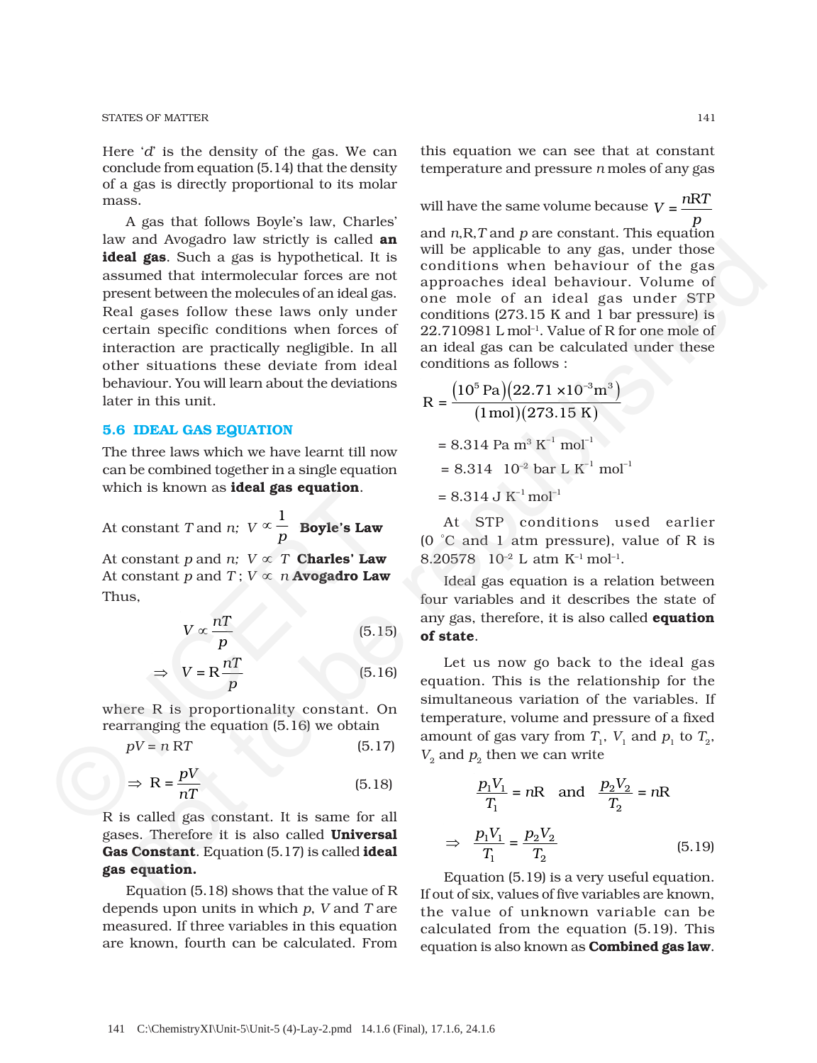Here '$d$' is the density of the gas. We can conclude from equation (5.14) that the density of a gas is directly proportional to its molar mass.

A gas that follows Boyle's law, Charles' law and Avogadro law strictly is called **an ideal gas**. Such a gas is hypothetical. It is assumed that intermolecular forces are not present between the molecules of an ideal gas. Real gases follow these laws only under certain specific conditions when forces of interaction are practically negligible. In all other situations these deviate from ideal behaviour. You will learn about the deviations later in this unit.

## 5.6 IDEAL GAS EQUATION

The three laws which we have learnt till now can be combined together in a single equation which is known as **ideal gas equation**.

At constant $T$ and $n$; $V \propto \frac{1}{p}$ **Boyle's Law**

At constant $p$ and $n$; $V \propto T$ **Charles' Law**

At constant $p$ and $T$ ; $V \propto n$ **Avogadro Law**

Thus,

$$V \propto \frac{nT}{p} \tag{5.15}$$

$$\Rightarrow \quad V = R\frac{nT}{p} \tag{5.16}$$

where R is proportionality constant. On rearranging the equation (5.16) we obtain

$$pV = n\,RT \tag{5.17}$$

$$\Rightarrow \quad R = \frac{pV}{nT} \tag{5.18}$$

R is called gas constant. It is same for all gases. Therefore it is also called **Universal Gas Constant**. Equation (5.17) is called **ideal gas equation.**

Equation (5.18) shows that the value of R depends upon units in which $p$, $V$ and $T$ are measured. If three variables in this equation are known, fourth can be calculated. From this equation we can see that at constant temperature and pressure $n$ moles of any gas will have the same volume because $V = \frac{nRT}{p}$ and $n$,R,$T$ and $p$ are constant. This equation will be applicable to any gas, under those conditions when behaviour of the gas approaches ideal behaviour. Volume of one mole of an ideal gas under STP conditions (273.15 K and 1 bar pressure) is 22.710981 L mol$^{-1}$. Value of R for one mole of an ideal gas can be calculated under these conditions as follows :

$$R = \frac{(10^5\ \text{Pa})(22.71 \times 10^{-3}\text{m}^3)}{(1\,\text{mol})(273.15\ \text{K})}$$

$$= 8.314\ \text{Pa m}^3\ \text{K}^{-1}\ \text{mol}^{-1}$$

$$= 8.314 \times 10^{-2}\ \text{bar L K}^{-1}\ \text{mol}^{-1}$$

$$= 8.314\ \text{J K}^{-1}\ \text{mol}^{-1}$$

At STP conditions used earlier (0 °C and 1 atm pressure), value of R is 8.20578 × $10^{-2}$ L atm K$^{-1}$ mol$^{-1}$.

Ideal gas equation is a relation between four variables and it describes the state of any gas, therefore, it is also called **equation of state**.

Let us now go back to the ideal gas equation. This is the relationship for the simultaneous variation of the variables. If temperature, volume and pressure of a fixed amount of gas vary from $T_1$, $V_1$ and $p_1$ to $T_2$, $V_2$ and $p_2$ then we can write

$$\frac{p_1V_1}{T_1} = nR \quad \text{and} \quad \frac{p_2V_2}{T_2} = nR$$

$$\Rightarrow \quad \frac{p_1V_1}{T_1} = \frac{p_2V_2}{T_2} \tag{5.19}$$

Equation (5.19) is a very useful equation. If out of six, values of five variables are known, the value of unknown variable can be calculated from the equation (5.19). This equation is also known as **Combined gas law**.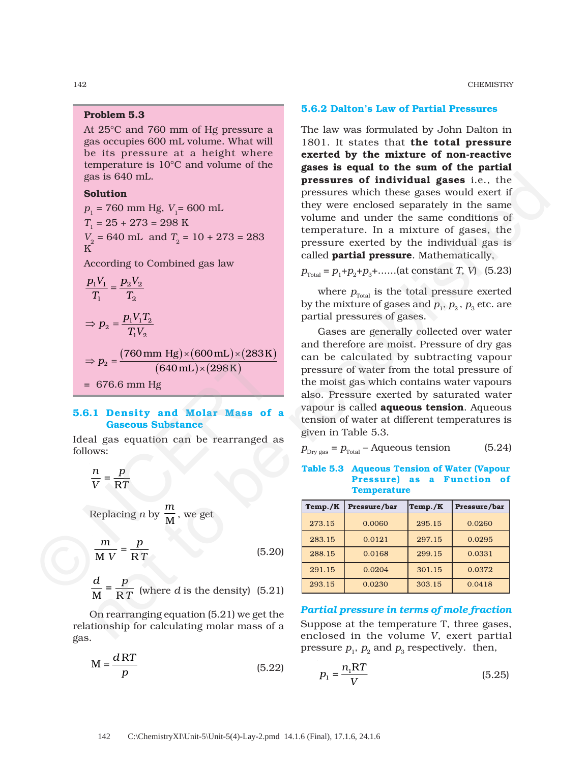**Problem 5.3**

At 25°C and 760 mm of Hg pressure a gas occupies 600 mL volume. What will be its pressure at a height where temperature is 10°C and volume of the gas is 640 mL.

**Solution**

$p_1$ = 760 mm Hg, $V_1$= 600 mL

$T_1$ = 25 + 273 = 298 K

$V_2$ = 640 mL and $T_2$ = 10 + 273 = 283 K

According to Combined gas law

$$\frac{p_1 V_1}{T_1} = \frac{p_2 V_2}{T_2}$$

$$\Rightarrow p_2 = \frac{p_1 V_1 T_2}{T_1 V_2}$$

$$\Rightarrow p_2 = \frac{(760\,\text{mm Hg}) \times (600\,\text{mL}) \times (283\,\text{K})}{(640\,\text{mL}) \times (298\,\text{K})}$$

= 676.6 mm Hg

### 5.6.1 Density and Molar Mass of a Gaseous Substance

Ideal gas equation can be rearranged as follows:

$$\frac{n}{V} = \frac{p}{RT}$$

Replacing $n$ by $\frac{m}{M}$, we get

$$\frac{m}{MV} = \frac{p}{RT} \qquad (5.20)$$

$$\frac{d}{M} = \frac{p}{RT} \quad \text{(where } d \text{ is the density)} \qquad (5.21)$$

On rearranging equation (5.21) we get the relationship for calculating molar mass of a gas.

$$M = \frac{dRT}{p} \qquad (5.22)$$

### 5.6.2 Dalton's Law of Partial Pressures

The law was formulated by John Dalton in 1801. It states that **the total pressure exerted by the mixture of non-reactive gases is equal to the sum of the partial pressures of individual gases** i.e., the pressures which these gases would exert if they were enclosed separately in the same volume and under the same conditions of temperature. In a mixture of gases, the pressure exerted by the individual gas is called **partial pressure**. Mathematically,

$$p_{Total} = p_1 + p_2 + p_3 + \ldots\ldots \text{(at constant } T, V) \qquad (5.23)$$

where $p_{Total}$ is the total pressure exerted by the mixture of gases and $p_1$, $p_2$, $p_3$ etc. are partial pressures of gases.

Gases are generally collected over water and therefore are moist. Pressure of dry gas can be calculated by subtracting vapour pressure of water from the total pressure of the moist gas which contains water vapours also. Pressure exerted by saturated water vapour is called **aqueous tension**. Aqueous tension of water at different temperatures is given in Table 5.3.

$$p_{Dry\ gas} = p_{Total} - \text{Aqueous tension} \qquad (5.24)$$

**Table 5.3 Aqueous Tension of Water (Vapour Pressure) as a Function of Temperature**

| Temp./K | Pressure/bar | Temp./K | Pressure/bar |
|---|---|---|---|
| 273.15 | 0.0060 | 295.15 | 0.0260 |
| 283.15 | 0.0121 | 297.15 | 0.0295 |
| 288.15 | 0.0168 | 299.15 | 0.0331 |
| 291.15 | 0.0204 | 301.15 | 0.0372 |
| 293.15 | 0.0230 | 303.15 | 0.0418 |

#### *Partial pressure in terms of mole fraction*

Suppose at the temperature T, three gases, enclosed in the volume $V$, exert partial pressure $p_1$, $p_2$ and $p_3$ respectively. then,

$$p_1 = \frac{n_1 RT}{V} \qquad (5.25)$$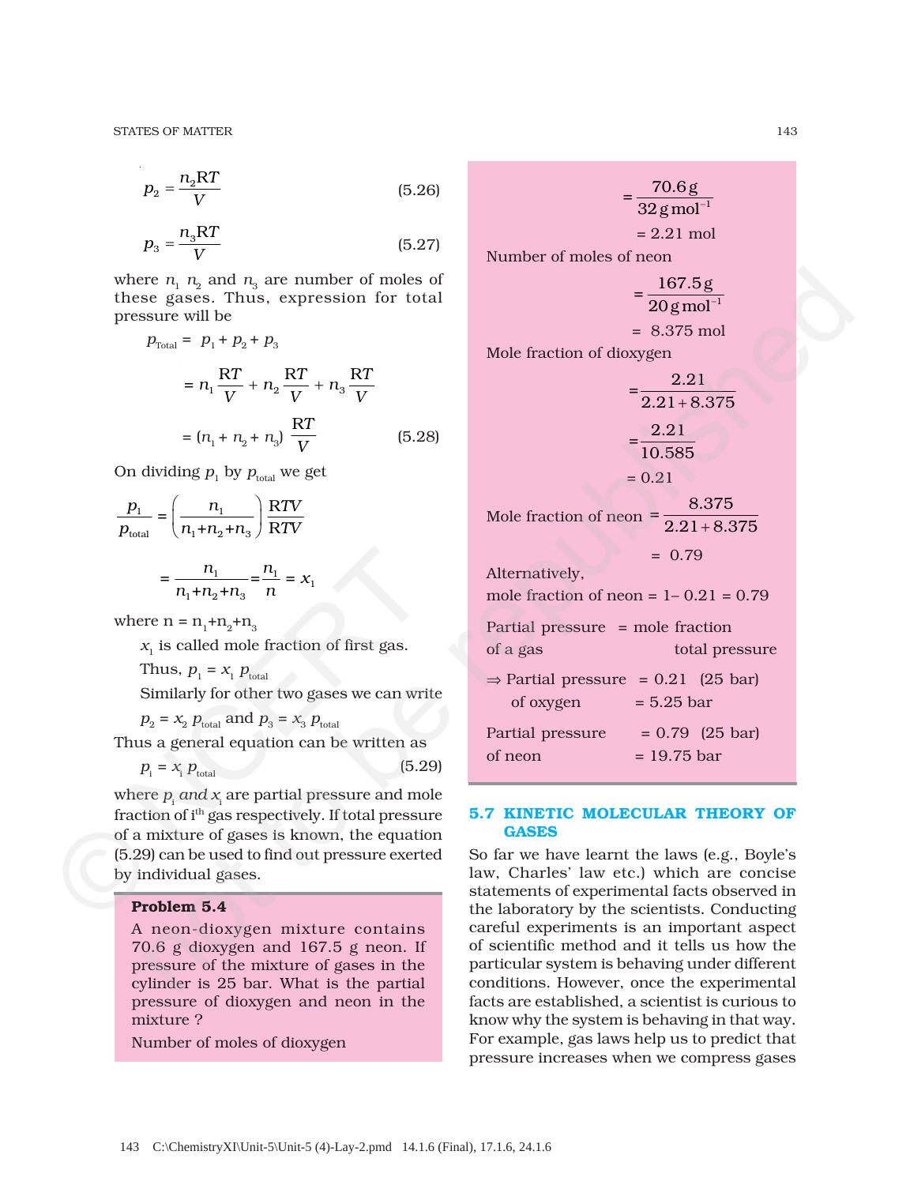$$p_2 = \frac{n_2 RT}{V} \tag{5.26}$$

$$p_3 = \frac{n_3 RT}{V} \tag{5.27}$$

where $n_1$ $n_2$ and $n_3$ are number of moles of these gases. Thus, expression for total pressure will be

$$p_{Total} = p_1 + p_2 + p_3$$

$$= n_1 \frac{RT}{V} + n_2 \frac{RT}{V} + n_3 \frac{RT}{V}$$

$$= (n_1 + n_2 + n_3) \frac{RT}{V} \tag{5.28}$$

On dividing $p_1$ by $p_{total}$ we get

$$\frac{p_1}{p_{total}} = \left(\frac{n_1}{n_1+n_2+n_3}\right) \frac{RTV}{RTV}$$

$$= \frac{n_1}{n_1+n_2+n_3} = \frac{n_1}{n} = x_1$$

where $n = n_1+n_2+n_3$

$x_1$ is called mole fraction of first gas.

Thus, $p_1 = x_1 \, p_{total}$

Similarly for other two gases we can write

$p_2 = x_2 \, p_{total}$ and $p_3 = x_3 \, p_{total}$

Thus a general equation can be written as

$$p_i = x_i \, p_{total} \tag{5.29}$$

where $p_i$ *and* $x_i$ are partial pressure and mole fraction of i[th] gas respectively. If total pressure of a mixture of gases is known, the equation (5.29) can be used to find out pressure exerted by individual gases.

**Problem 5.4**

A neon-dioxygen mixture contains 70.6 g dioxygen and 167.5 g neon. If pressure of the mixture of gases in the cylinder is 25 bar. What is the partial pressure of dioxygen and neon in the mixture ?

Number of moles of dioxygen

$$= \frac{70.6 \text{ g}}{32 \text{ g mol}^{-1}}$$

$$= 2.21 \text{ mol}$$

Number of moles of neon

$$= \frac{167.5 \text{ g}}{20 \text{ g mol}^{-1}}$$

$$= 8.375 \text{ mol}$$

Mole fraction of dioxygen

$$= \frac{2.21}{2.21 + 8.375}$$

$$= \frac{2.21}{10.585}$$

$$= 0.21$$

Mole fraction of neon $= \dfrac{8.375}{2.21 + 8.375}$

$$= 0.79$$

Alternatively,

mole fraction of neon = 1– 0.21 = 0.79

Partial pressure of a gas = mole fraction × total pressure

$\Rightarrow$ Partial pressure of oxygen = 0.21 × (25 bar) = 5.25 bar

Partial pressure of neon = 0.79 × (25 bar) = 19.75 bar

## 5.7 KINETIC MOLECULAR THEORY OF GASES

So far we have learnt the laws (e.g., Boyle's law, Charles' law etc.) which are concise statements of experimental facts observed in the laboratory by the scientists. Conducting careful experiments is an important aspect of scientific method and it tells us how the particular system is behaving under different conditions. However, once the experimental facts are established, a scientist is curious to know why the system is behaving in that way. For example, gas laws help us to predict that pressure increases when we compress gases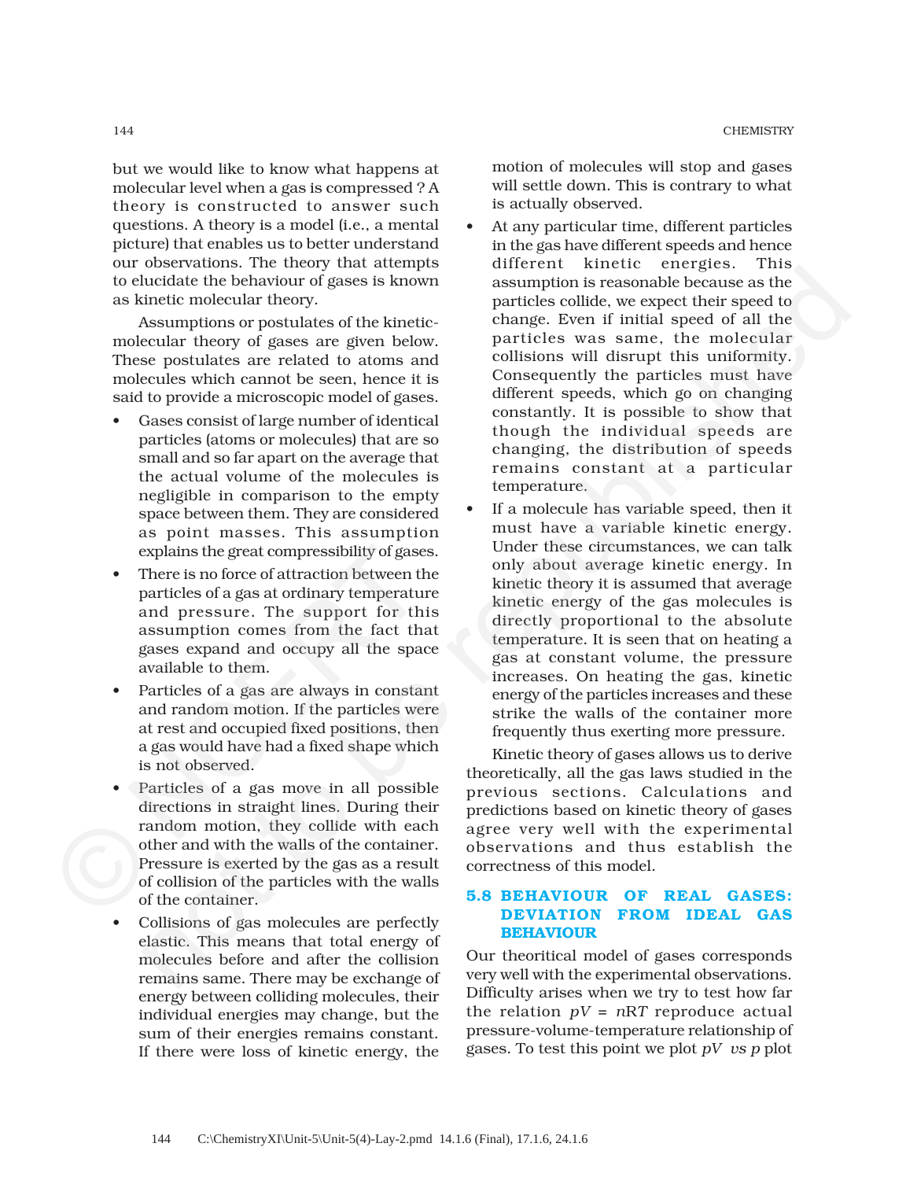but we would like to know what happens at molecular level when a gas is compressed ? A theory is constructed to answer such questions. A theory is a model (i.e., a mental picture) that enables us to better understand our observations. The theory that attempts to elucidate the behaviour of gases is known as kinetic molecular theory.

Assumptions or postulates of the kinetic-molecular theory of gases are given below. These postulates are related to atoms and molecules which cannot be seen, hence it is said to provide a microscopic model of gases.

- Gases consist of large number of identical particles (atoms or molecules) that are so small and so far apart on the average that the actual volume of the molecules is negligible in comparison to the empty space between them. They are considered as point masses. This assumption explains the great compressibility of gases.
- There is no force of attraction between the particles of a gas at ordinary temperature and pressure. The support for this assumption comes from the fact that gases expand and occupy all the space available to them.
- Particles of a gas are always in constant and random motion. If the particles were at rest and occupied fixed positions, then a gas would have had a fixed shape which is not observed.
- Particles of a gas move in all possible directions in straight lines. During their random motion, they collide with each other and with the walls of the container. Pressure is exerted by the gas as a result of collision of the particles with the walls of the container.
- Collisions of gas molecules are perfectly elastic. This means that total energy of molecules before and after the collision remains same. There may be exchange of energy between colliding molecules, their individual energies may change, but the sum of their energies remains constant. If there were loss of kinetic energy, the motion of molecules will stop and gases will settle down. This is contrary to what is actually observed.
- At any particular time, different particles in the gas have different speeds and hence different kinetic energies. This assumption is reasonable because as the particles collide, we expect their speed to change. Even if initial speed of all the particles was same, the molecular collisions will disrupt this uniformity. Consequently the particles must have different speeds, which go on changing constantly. It is possible to show that though the individual speeds are changing, the distribution of speeds remains constant at a particular temperature.
- If a molecule has variable speed, then it must have a variable kinetic energy. Under these circumstances, we can talk only about average kinetic energy. In kinetic theory it is assumed that average kinetic energy of the gas molecules is directly proportional to the absolute temperature. It is seen that on heating a gas at constant volume, the pressure increases. On heating the gas, kinetic energy of the particles increases and these strike the walls of the container more frequently thus exerting more pressure.

Kinetic theory of gases allows us to derive theoretically, all the gas laws studied in the previous sections. Calculations and predictions based on kinetic theory of gases agree very well with the experimental observations and thus establish the correctness of this model.

## 5.8 BEHAVIOUR OF REAL GASES: DEVIATION FROM IDEAL GAS BEHAVIOUR

Our theoritical model of gases corresponds very well with the experimental observations. Difficulty arises when we try to test how far the relation $pV = nRT$ reproduce actual pressure-volume-temperature relationship of gases. To test this point we plot $pV$ *vs* $p$ plot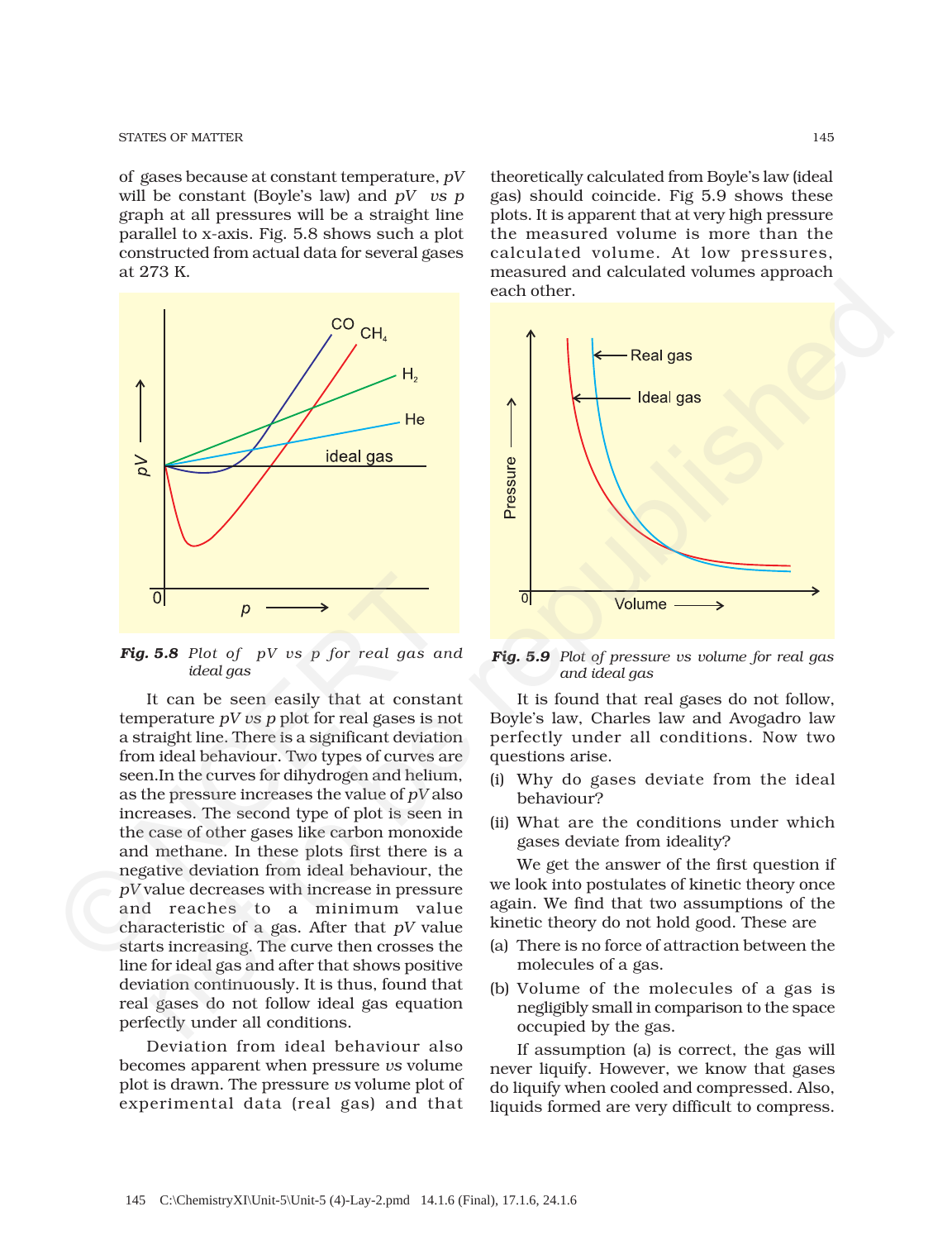of gases because at constant temperature, $pV$ will be constant (Boyle's law) and $pV$ *vs* $p$ graph at all pressures will be a straight line parallel to x-axis. Fig. 5.8 shows such a plot constructed from actual data for several gases at 273 K.

***Fig. 5.8*** *Plot of* $pV$ *vs* $p$ *for real gas and ideal gas*

It can be seen easily that at constant temperature $pV$ *vs* $p$ plot for real gases is not a straight line. There is a significant deviation from ideal behaviour. Two types of curves are seen.In the curves for dihydrogen and helium, as the pressure increases the value of $pV$ also increases. The second type of plot is seen in the case of other gases like carbon monoxide and methane. In these plots first there is a negative deviation from ideal behaviour, the $pV$ value decreases with increase in pressure and reaches to a minimum value characteristic of a gas. After that $pV$ value starts increasing. The curve then crosses the line for ideal gas and after that shows positive deviation continuously. It is thus, found that real gases do not follow ideal gas equation perfectly under all conditions.

Deviation from ideal behaviour also becomes apparent when pressure *vs* volume plot is drawn. The pressure *vs* volume plot of experimental data (real gas) and that theoretically calculated from Boyle's law (ideal gas) should coincide. Fig 5.9 shows these plots. It is apparent that at very high pressure the measured volume is more than the calculated volume. At low pressures, measured and calculated volumes approach each other.

***Fig. 5.9*** *Plot of pressure vs volume for real gas and ideal gas*

It is found that real gases do not follow, Boyle's law, Charles law and Avogadro law perfectly under all conditions. Now two questions arise.

(i) Why do gases deviate from the ideal behaviour?

(ii) What are the conditions under which gases deviate from ideality?

We get the answer of the first question if we look into postulates of kinetic theory once again. We find that two assumptions of the kinetic theory do not hold good. These are

(a) There is no force of attraction between the molecules of a gas.

(b) Volume of the molecules of a gas is negligibly small in comparison to the space occupied by the gas.

If assumption (a) is correct, the gas will never liquify. However, we know that gases do liquify when cooled and compressed. Also, liquids formed are very difficult to compress.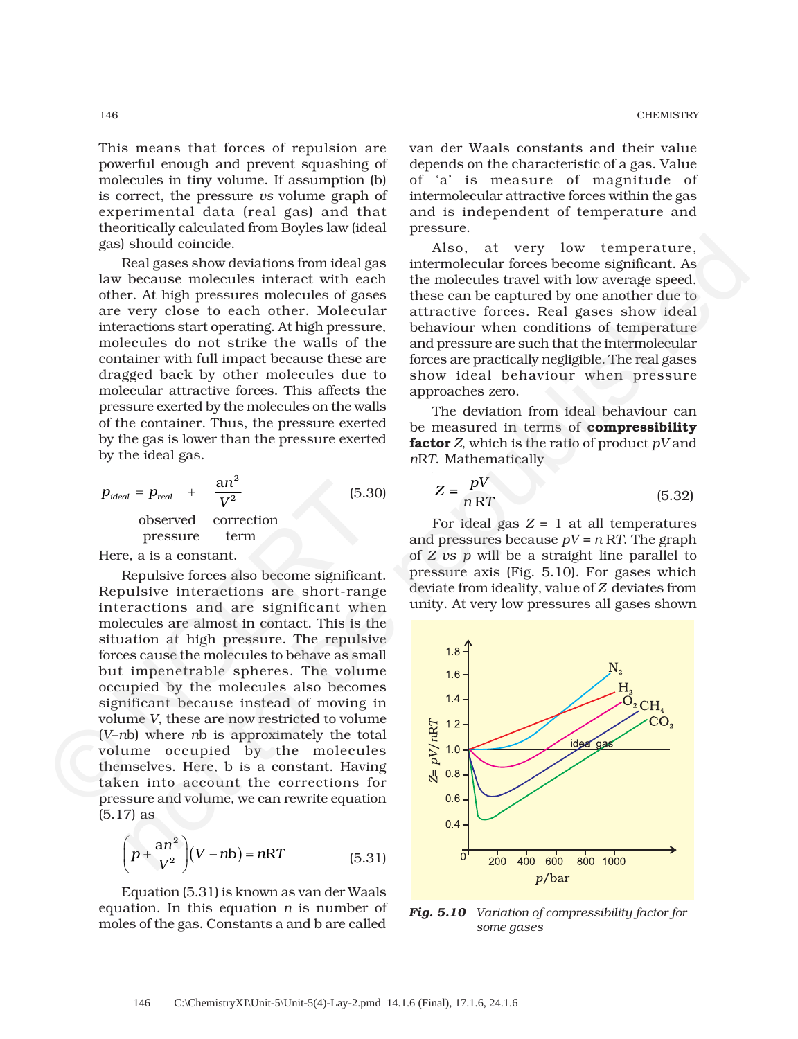This means that forces of repulsion are powerful enough and prevent squashing of molecules in tiny volume. If assumption (b) is correct, the pressure *vs* volume graph of experimental data (real gas) and that theoritically calculated from Boyles law (ideal gas) should coincide.

Real gases show deviations from ideal gas law because molecules interact with each other. At high pressures molecules of gases are very close to each other. Molecular interactions start operating. At high pressure, molecules do not strike the walls of the container with full impact because these are dragged back by other molecules due to molecular attractive forces. This affects the pressure exerted by the molecules on the walls of the container. Thus, the pressure exerted by the gas is lower than the pressure exerted by the ideal gas.

$$p_{ideal} = p_{real} + \frac{an^2}{V^2} \qquad (5.30)$$

observed pressure — correction term

Here, a is a constant.

Repulsive forces also become significant. Repulsive interactions are short-range interactions and are significant when molecules are almost in contact. This is the situation at high pressure. The repulsive forces cause the molecules to behave as small but impenetrable spheres. The volume occupied by the molecules also becomes significant because instead of moving in volume *V*, these are now restricted to volume (*V*–*n*b) where *n*b is approximately the total volume occupied by the molecules themselves. Here, b is a constant. Having taken into account the corrections for pressure and volume, we can rewrite equation (5.17) as

$$\left(p + \frac{an^2}{V^2}\right)(V - nb) = nRT \qquad (5.31)$$

Equation (5.31) is known as van der Waals equation. In this equation *n* is number of moles of the gas. Constants a and b are called van der Waals constants and their value depends on the characteristic of a gas. Value of 'a' is measure of magnitude of intermolecular attractive forces within the gas and is independent of temperature and pressure.

Also, at very low temperature, intermolecular forces become significant. As the molecules travel with low average speed, these can be captured by one another due to attractive forces. Real gases show ideal behaviour when conditions of temperature and pressure are such that the intermolecular forces are practically negligible. The real gases show ideal behaviour when pressure approaches zero.

The deviation from ideal behaviour can be measured in terms of **compressibility factor** *Z*, which is the ratio of product *pV* and *n*R*T*. Mathematically

$$Z = \frac{pV}{nRT} \qquad (5.32)$$

For ideal gas *Z* = 1 at all temperatures and pressures because *pV* = *n* R*T*. The graph of *Z vs p* will be a straight line parallel to pressure axis (Fig. 5.10). For gases which deviate from ideality, value of *Z* deviates from unity. At very low pressures all gases shown

***Fig. 5.10*** *Variation of compressibility factor for some gases*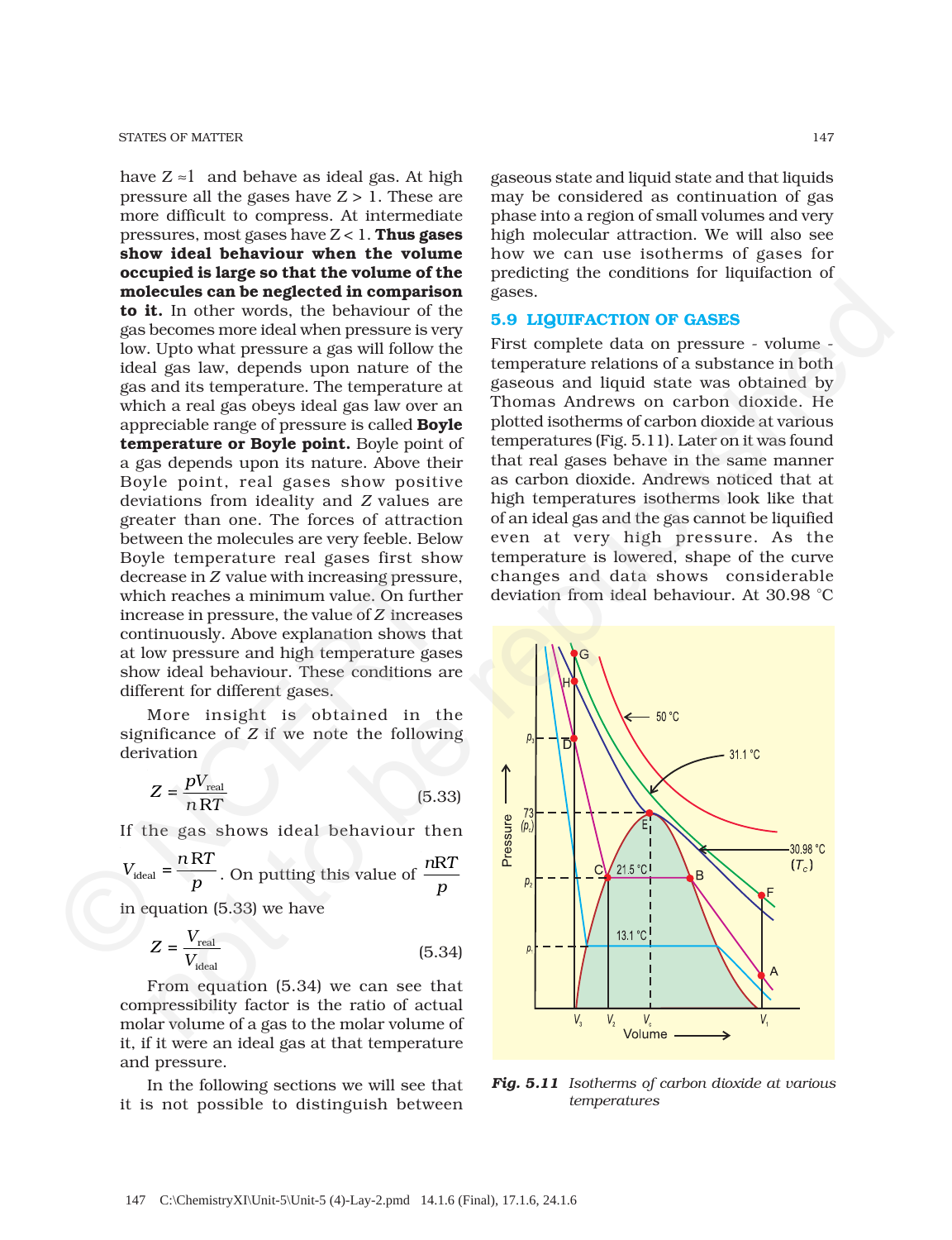have $Z \approx 1$ and behave as ideal gas. At high pressure all the gases have Z > 1. These are more difficult to compress. At intermediate pressures, most gases have Z < 1. **Thus gases show ideal behaviour when the volume occupied is large so that the volume of the molecules can be neglected in comparison to it.** In other words, the behaviour of the gas becomes more ideal when pressure is very low. Upto what pressure a gas will follow the ideal gas law, depends upon nature of the gas and its temperature. The temperature at which a real gas obeys ideal gas law over an appreciable range of pressure is called **Boyle temperature or Boyle point.** Boyle point of a gas depends upon its nature. Above their Boyle point, real gases show positive deviations from ideality and *Z* values are greater than one. The forces of attraction between the molecules are very feeble. Below Boyle temperature real gases first show decrease in *Z* value with increasing pressure, which reaches a minimum value. On further increase in pressure, the value of *Z* increases continuously. Above explanation shows that at low pressure and high temperature gases show ideal behaviour. These conditions are different for different gases.

More insight is obtained in the significance of *Z* if we note the following derivation

$$Z = \frac{pV_{real}}{nRT} \tag{5.33}$$

If the gas shows ideal behaviour then $V_{ideal} = \frac{nRT}{p}$. On putting this value of $\frac{nRT}{p}$ in equation (5.33) we have

$$Z = \frac{V_{real}}{V_{ideal}} \tag{5.34}$$

From equation (5.34) we can see that compressibility factor is the ratio of actual molar volume of a gas to the molar volume of it, if it were an ideal gas at that temperature and pressure.

In the following sections we will see that it is not possible to distinguish between gaseous state and liquid state and that liquids may be considered as continuation of gas phase into a region of small volumes and very high molecular attraction. We will also see how we can use isotherms of gases for predicting the conditions for liquifaction of gases.

## 5.9 LIQUIFACTION OF GASES

First complete data on pressure - volume - temperature relations of a substance in both gaseous and liquid state was obtained by Thomas Andrews on carbon dioxide. He plotted isotherms of carbon dioxide at various temperatures (Fig. 5.11). Later on it was found that real gases behave in the same manner as carbon dioxide. Andrews noticed that at high temperatures isotherms look like that of an ideal gas and the gas cannot be liquified even at very high pressure. As the temperature is lowered, shape of the curve changes and data shows considerable deviation from ideal behaviour. At 30.98 °C

***Fig. 5.11*** *Isotherms of carbon dioxide at various temperatures*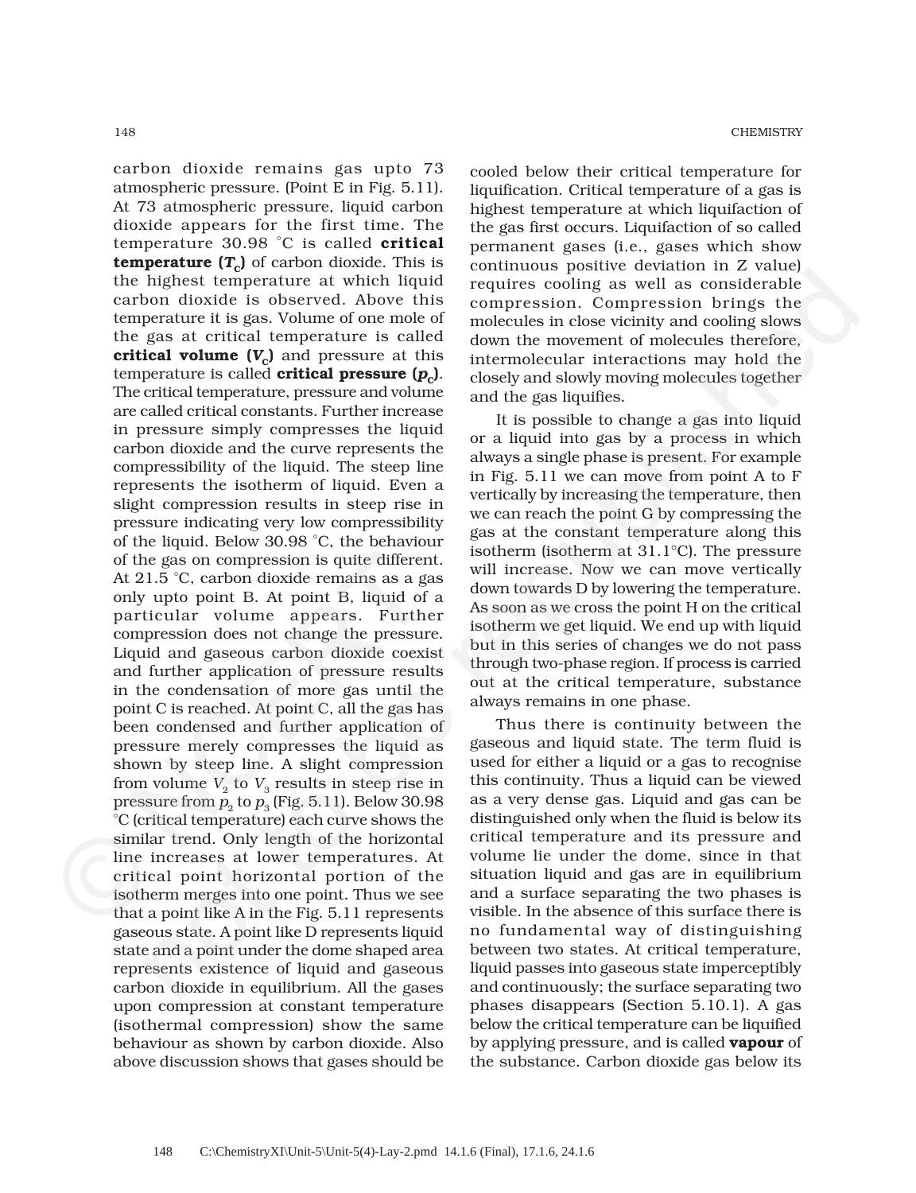carbon dioxide remains gas upto 73 atmospheric pressure. (Point E in Fig. 5.11). At 73 atmospheric pressure, liquid carbon dioxide appears for the first time. The temperature 30.98 °C is called **critical temperature ($T_C$)** of carbon dioxide. This is the highest temperature at which liquid carbon dioxide is observed. Above this temperature it is gas. Volume of one mole of the gas at critical temperature is called **critical volume ($V_C$)** and pressure at this temperature is called **critical pressure ($p_C$)**. The critical temperature, pressure and volume are called critical constants. Further increase in pressure simply compresses the liquid carbon dioxide and the curve represents the compressibility of the liquid. The steep line represents the isotherm of liquid. Even a slight compression results in steep rise in pressure indicating very low compressibility of the liquid. Below 30.98 °C, the behaviour of the gas on compression is quite different. At 21.5 °C, carbon dioxide remains as a gas only upto point B. At point B, liquid of a particular volume appears. Further compression does not change the pressure. Liquid and gaseous carbon dioxide coexist and further application of pressure results in the condensation of more gas until the point C is reached. At point C, all the gas has been condensed and further application of pressure merely compresses the liquid as shown by steep line. A slight compression from volume $V_2$ to $V_3$ results in steep rise in pressure from $p_2$ to $p_3$ (Fig. 5.11). Below 30.98 °C (critical temperature) each curve shows the similar trend. Only length of the horizontal line increases at lower temperatures. At critical point horizontal portion of the isotherm merges into one point. Thus we see that a point like A in the Fig. 5.11 represents gaseous state. A point like D represents liquid state and a point under the dome shaped area represents existence of liquid and gaseous carbon dioxide in equilibrium. All the gases upon compression at constant temperature (isothermal compression) show the same behaviour as shown by carbon dioxide. Also above discussion shows that gases should be cooled below their critical temperature for liquification. Critical temperature of a gas is highest temperature at which liquifaction of the gas first occurs. Liquifaction of so called permanent gases (i.e., gases which show continuous positive deviation in Z value) requires cooling as well as considerable compression. Compression brings the molecules in close vicinity and cooling slows down the movement of molecules therefore, intermolecular interactions may hold the closely and slowly moving molecules together and the gas liquifies.

It is possible to change a gas into liquid or a liquid into gas by a process in which always a single phase is present. For example in Fig. 5.11 we can move from point A to F vertically by increasing the temperature, then we can reach the point G by compressing the gas at the constant temperature along this isotherm (isotherm at 31.1°C). The pressure will increase. Now we can move vertically down towards D by lowering the temperature. As soon as we cross the point H on the critical isotherm we get liquid. We end up with liquid but in this series of changes we do not pass through two-phase region. If process is carried out at the critical temperature, substance always remains in one phase.

Thus there is continuity between the gaseous and liquid state. The term fluid is used for either a liquid or a gas to recognise this continuity. Thus a liquid can be viewed as a very dense gas. Liquid and gas can be distinguished only when the fluid is below its critical temperature and its pressure and volume lie under the dome, since in that situation liquid and gas are in equilibrium and a surface separating the two phases is visible. In the absence of this surface there is no fundamental way of distinguishing between two states. At critical temperature, liquid passes into gaseous state imperceptibly and continuously; the surface separating two phases disappears (Section 5.10.1). A gas below the critical temperature can be liquified by applying pressure, and is called **vapour** of the substance. Carbon dioxide gas below its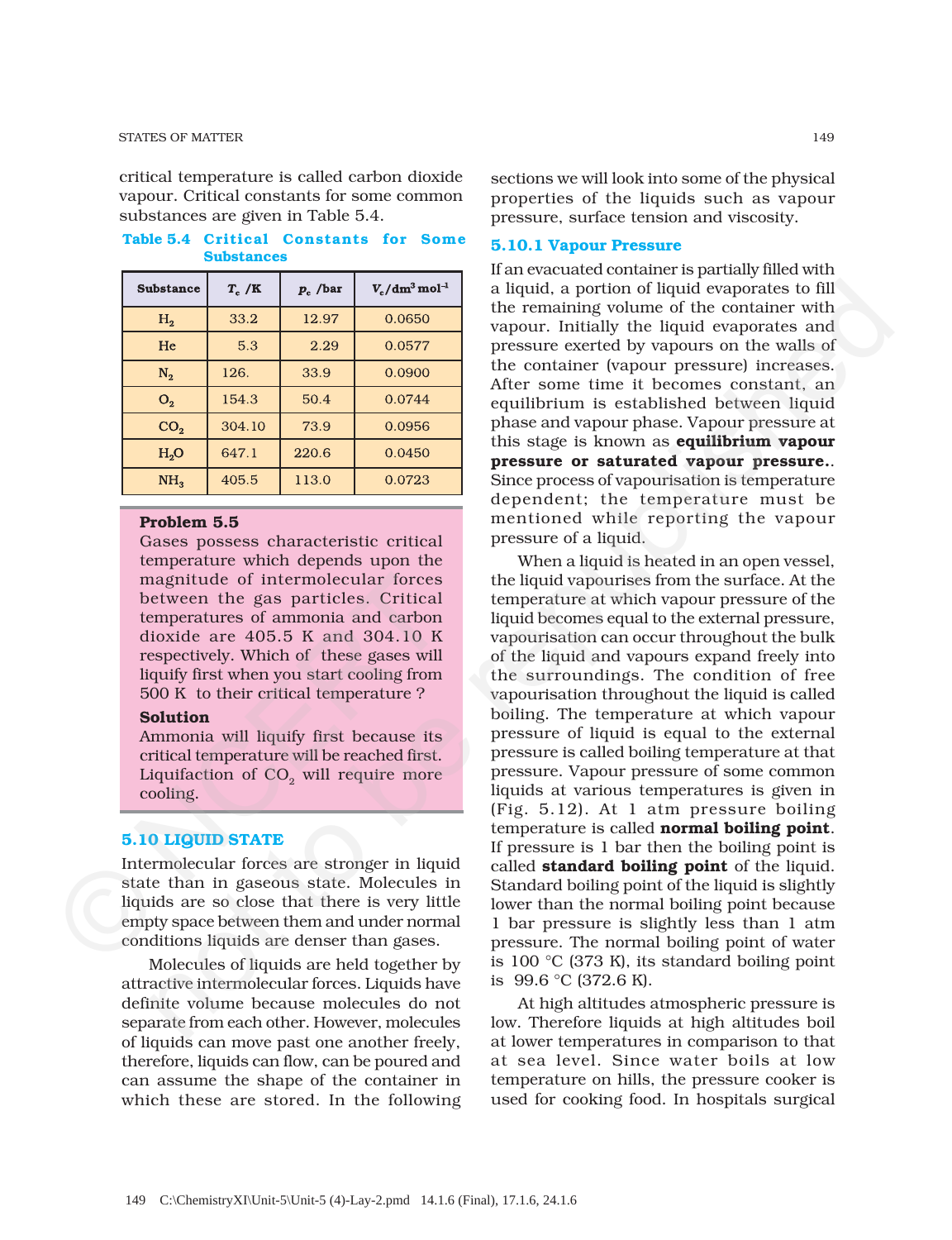critical temperature is called carbon dioxide vapour. Critical constants for some common substances are given in Table 5.4.

**Table 5.4 Critical Constants for Some Substances**

| Substance | $T_c$ /K | $p_c$ /bar | $V_c$/dm$^3$ mol$^{-1}$ |
|---|---|---|---|
| $H_2$ | 33.2 | 12.97 | 0.0650 |
| He | 5.3 | 2.29 | 0.0577 |
| $N_2$ | 126. | 33.9 | 0.0900 |
| $O_2$ | 154.3 | 50.4 | 0.0744 |
| $CO_2$ | 304.10 | 73.9 | 0.0956 |
| $H_2O$ | 647.1 | 220.6 | 0.0450 |
| $NH_3$ | 405.5 | 113.0 | 0.0723 |

**Problem 5.5**

Gases possess characteristic critical temperature which depends upon the magnitude of intermolecular forces between the gas particles. Critical temperatures of ammonia and carbon dioxide are 405.5 K and 304.10 K respectively. Which of these gases will liquify first when you start cooling from 500 K to their critical temperature ?

**Solution**

Ammonia will liquify first because its critical temperature will be reached first. Liquifaction of $CO_2$ will require more cooling.

## 5.10 LIQUID STATE

Intermolecular forces are stronger in liquid state than in gaseous state. Molecules in liquids are so close that there is very little empty space between them and under normal conditions liquids are denser than gases.

Molecules of liquids are held together by attractive intermolecular forces. Liquids have definite volume because molecules do not separate from each other. However, molecules of liquids can move past one another freely, therefore, liquids can flow, can be poured and can assume the shape of the container in which these are stored. In the following sections we will look into some of the physical properties of the liquids such as vapour pressure, surface tension and viscosity.

### 5.10.1 Vapour Pressure

If an evacuated container is partially filled with a liquid, a portion of liquid evaporates to fill the remaining volume of the container with vapour. Initially the liquid evaporates and pressure exerted by vapours on the walls of the container (vapour pressure) increases. After some time it becomes constant, an equilibrium is established between liquid phase and vapour phase. Vapour pressure at this stage is known as **equilibrium vapour pressure or saturated vapour pressure.**. Since process of vapourisation is temperature dependent; the temperature must be mentioned while reporting the vapour pressure of a liquid.

When a liquid is heated in an open vessel, the liquid vapourises from the surface. At the temperature at which vapour pressure of the liquid becomes equal to the external pressure, vapourisation can occur throughout the bulk of the liquid and vapours expand freely into the surroundings. The condition of free vapourisation throughout the liquid is called boiling. The temperature at which vapour pressure of liquid is equal to the external pressure is called boiling temperature at that pressure. Vapour pressure of some common liquids at various temperatures is given in (Fig. 5.12). At 1 atm pressure boiling temperature is called **normal boiling point**. If pressure is 1 bar then the boiling point is called **standard boiling point** of the liquid. Standard boiling point of the liquid is slightly lower than the normal boiling point because 1 bar pressure is slightly less than 1 atm pressure. The normal boiling point of water is 100 °C (373 K), its standard boiling point is 99.6 °C (372.6 K).

At high altitudes atmospheric pressure is low. Therefore liquids at high altitudes boil at lower temperatures in comparison to that at sea level. Since water boils at low temperature on hills, the pressure cooker is used for cooking food. In hospitals surgical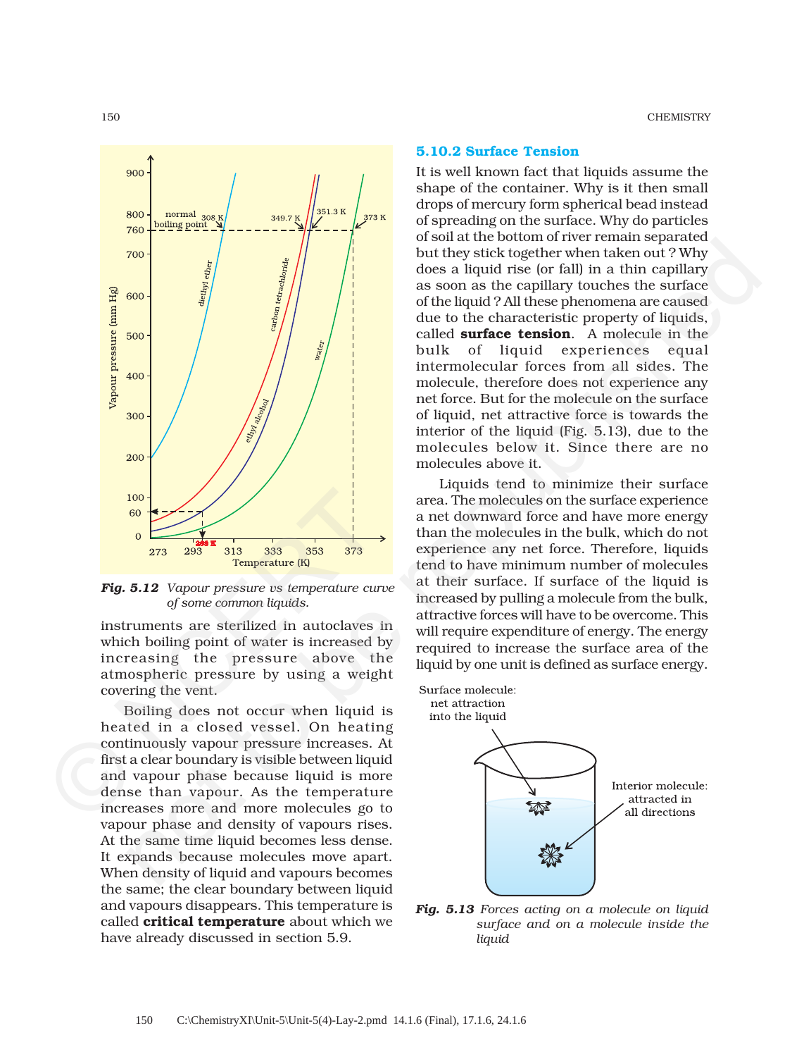*Fig. 5.12 Vapour pressure vs temperature curve of some common liquids.*

instruments are sterilized in autoclaves in which boiling point of water is increased by increasing the pressure above the atmospheric pressure by using a weight covering the vent.

Boiling does not occur when liquid is heated in a closed vessel. On heating continuously vapour pressure increases. At first a clear boundary is visible between liquid and vapour phase because liquid is more dense than vapour. As the temperature increases more and more molecules go to vapour phase and density of vapours rises. At the same time liquid becomes less dense. It expands because molecules move apart. When density of liquid and vapours becomes the same; the clear boundary between liquid and vapours disappears. This temperature is called **critical temperature** about which we have already discussed in section 5.9.

### 5.10.2 Surface Tension

It is well known fact that liquids assume the shape of the container. Why is it then small drops of mercury form spherical bead instead of spreading on the surface. Why do particles of soil at the bottom of river remain separated but they stick together when taken out ? Why does a liquid rise (or fall) in a thin capillary as soon as the capillary touches the surface of the liquid ? All these phenomena are caused due to the characteristic property of liquids, called **surface tension**. A molecule in the bulk of liquid experiences equal intermolecular forces from all sides. The molecule, therefore does not experience any net force. But for the molecule on the surface of liquid, net attractive force is towards the interior of the liquid (Fig. 5.13), due to the molecules below it. Since there are no molecules above it.

Liquids tend to minimize their surface area. The molecules on the surface experience a net downward force and have more energy than the molecules in the bulk, which do not experience any net force. Therefore, liquids tend to have minimum number of molecules at their surface. If surface of the liquid is increased by pulling a molecule from the bulk, attractive forces will have to be overcome. This will require expenditure of energy. The energy required to increase the surface area of the liquid by one unit is defined as surface energy.

*Fig. 5.13 Forces acting on a molecule on liquid surface and on a molecule inside the liquid*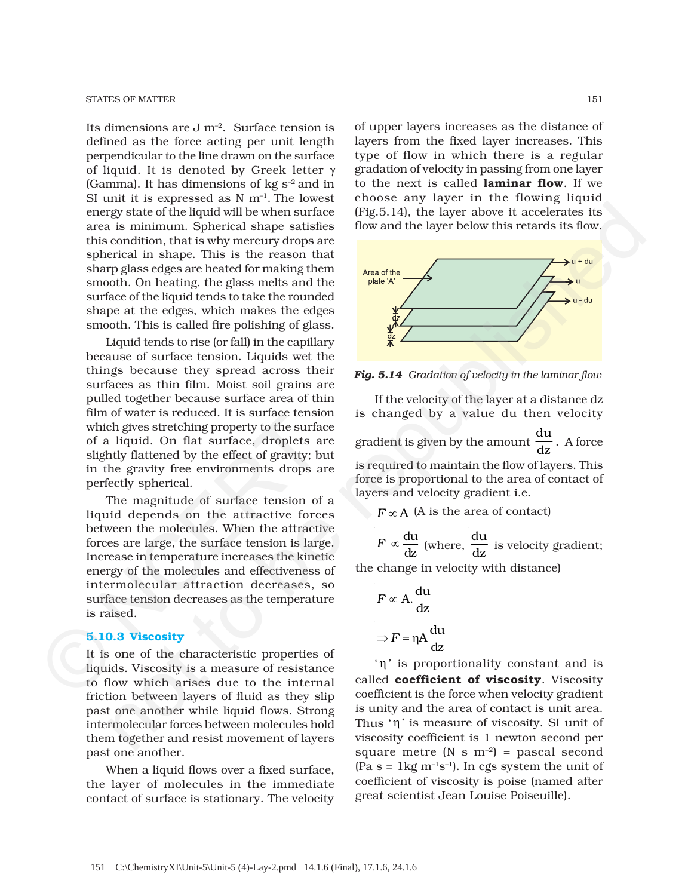Its dimensions are J $m^{-2}$. Surface tension is defined as the force acting per unit length perpendicular to the line drawn on the surface of liquid. It is denoted by Greek letter $\gamma$ (Gamma). It has dimensions of kg $s^{-2}$ and in SI unit it is expressed as N $m^{-1}$. The lowest energy state of the liquid will be when surface area is minimum. Spherical shape satisfies this condition, that is why mercury drops are spherical in shape. This is the reason that sharp glass edges are heated for making them smooth. On heating, the glass melts and the surface of the liquid tends to take the rounded shape at the edges, which makes the edges smooth. This is called fire polishing of glass.

Liquid tends to rise (or fall) in the capillary because of surface tension. Liquids wet the things because they spread across their surfaces as thin film. Moist soil grains are pulled together because surface area of thin film of water is reduced. It is surface tension which gives stretching property to the surface of a liquid. On flat surface, droplets are slightly flattened by the effect of gravity; but in the gravity free environments drops are perfectly spherical.

The magnitude of surface tension of a liquid depends on the attractive forces between the molecules. When the attractive forces are large, the surface tension is large. Increase in temperature increases the kinetic energy of the molecules and effectiveness of intermolecular attraction decreases, so surface tension decreases as the temperature is raised.

### 5.10.3 Viscosity

It is one of the characteristic properties of liquids. Viscosity is a measure of resistance to flow which arises due to the internal friction between layers of fluid as they slip past one another while liquid flows. Strong intermolecular forces between molecules hold them together and resist movement of layers past one another.

When a liquid flows over a fixed surface, the layer of molecules in the immediate contact of surface is stationary. The velocity of upper layers increases as the distance of layers from the fixed layer increases. This type of flow in which there is a regular gradation of velocity in passing from one layer to the next is called **laminar flow**. If we choose any layer in the flowing liquid (Fig.5.14), the layer above it accelerates its flow and the layer below this retards its flow.

***Fig. 5.14*** *Gradation of velocity in the laminar flow*

If the velocity of the layer at a distance dz is changed by a value du then velocity gradient is given by the amount $\frac{du}{dz}$. A force is required to maintain the flow of layers. This force is proportional to the area of contact of layers and velocity gradient i.e.

$F \propto A$ (A is the area of contact)

$F \propto \frac{du}{dz}$ (where, $\frac{du}{dz}$ is velocity gradient; the change in velocity with distance)

$$F \propto A.\frac{du}{dz}$$

$$\Rightarrow F = \eta A \frac{du}{dz}$$

'$\eta$' is proportionality constant and is called **coefficient of viscosity**. Viscosity coefficient is the force when velocity gradient is unity and the area of contact is unit area. Thus '$\eta$' is measure of viscosity. SI unit of viscosity coefficient is 1 newton second per square metre (N s $m^{-2}$) = pascal second (Pa s = 1kg $m^{-1}s^{-1}$). In cgs system the unit of coefficient of viscosity is poise (named after great scientist Jean Louise Poiseuille).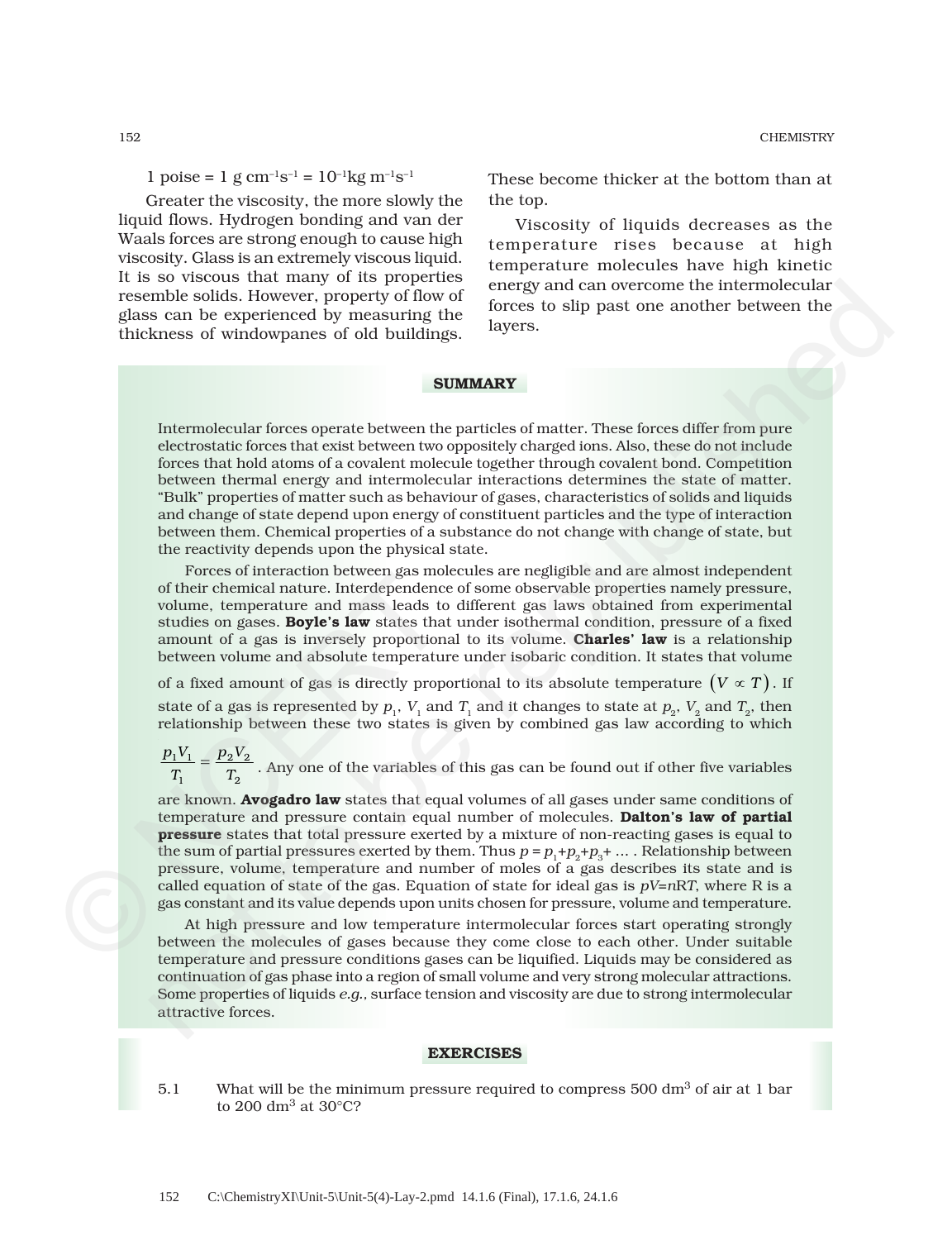1 poise = 1 g $cm^{-1}s^{-1}$ = $10^{-1}$kg $m^{-1}s^{-1}$

Greater the viscosity, the more slowly the liquid flows. Hydrogen bonding and van der Waals forces are strong enough to cause high viscosity. Glass is an extremely viscous liquid. It is so viscous that many of its properties resemble solids. However, property of flow of glass can be experienced by measuring the thickness of windowpanes of old buildings. These become thicker at the bottom than at the top.

Viscosity of liquids decreases as the temperature rises because at high temperature molecules have high kinetic energy and can overcome the intermolecular forces to slip past one another between the layers.

## SUMMARY

Intermolecular forces operate between the particles of matter. These forces differ from pure electrostatic forces that exist between two oppositely charged ions. Also, these do not include forces that hold atoms of a covalent molecule together through covalent bond. Competition between thermal energy and intermolecular interactions determines the state of matter. "Bulk" properties of matter such as behaviour of gases, characteristics of solids and liquids and change of state depend upon energy of constituent particles and the type of interaction between them. Chemical properties of a substance do not change with change of state, but the reactivity depends upon the physical state.

Forces of interaction between gas molecules are negligible and are almost independent of their chemical nature. Interdependence of some observable properties namely pressure, volume, temperature and mass leads to different gas laws obtained from experimental studies on gases. **Boyle's law** states that under isothermal condition, pressure of a fixed amount of a gas is inversely proportional to its volume. **Charles' law** is a relationship between volume and absolute temperature under isobaric condition. It states that volume of a fixed amount of gas is directly proportional to its absolute temperature $(V \propto T)$. If state of a gas is represented by $p_1$, $V_1$ and $T_1$ and it changes to state at $p_2$, $V_2$ and $T_2$, then relationship between these two states is given by combined gas law according to which $\frac{p_1V_1}{T_1} = \frac{p_2V_2}{T_2}$. Any one of the variables of this gas can be found out if other five variables are known. **Avogadro law** states that equal volumes of all gases under same conditions of temperature and pressure contain equal number of molecules. **Dalton's law of partial pressure** states that total pressure exerted by a mixture of non-reacting gases is equal to the sum of partial pressures exerted by them. Thus $p = p_1+p_2+p_3+ \ldots$ . Relationship between pressure, volume, temperature and number of moles of a gas describes its state and is called equation of state of the gas. Equation of state for ideal gas is $pV=nRT$, where R is a gas constant and its value depends upon units chosen for pressure, volume and temperature.

At high pressure and low temperature intermolecular forces start operating strongly between the molecules of gases because they come close to each other. Under suitable temperature and pressure conditions gases can be liquified. Liquids may be considered as continuation of gas phase into a region of small volume and very strong molecular attractions. Some properties of liquids *e.g.*, surface tension and viscosity are due to strong intermolecular attractive forces.

## EXERCISES

5.1 What will be the minimum pressure required to compress 500 $dm^3$ of air at 1 bar to 200 $dm^3$ at 30°C?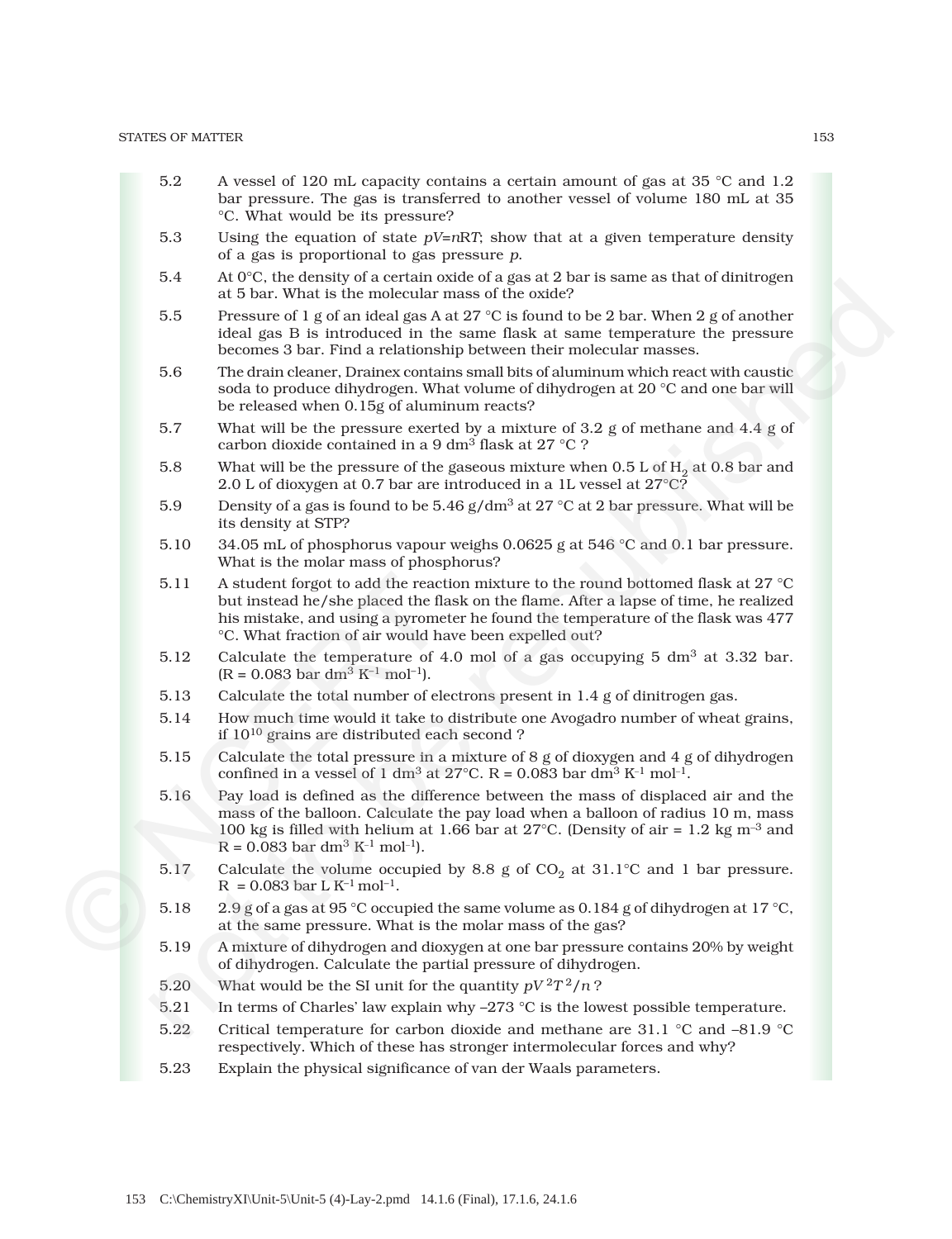5.2 A vessel of 120 mL capacity contains a certain amount of gas at 35 °C and 1.2 bar pressure. The gas is transferred to another vessel of volume 180 mL at 35 °C. What would be its pressure?

5.3 Using the equation of state $pV=nRT$; show that at a given temperature density of a gas is proportional to gas pressure $p$.

5.4 At 0°C, the density of a certain oxide of a gas at 2 bar is same as that of dinitrogen at 5 bar. What is the molecular mass of the oxide?

5.5 Pressure of 1 g of an ideal gas A at 27 °C is found to be 2 bar. When 2 g of another ideal gas B is introduced in the same flask at same temperature the pressure becomes 3 bar. Find a relationship between their molecular masses.

5.6 The drain cleaner, Drainex contains small bits of aluminum which react with caustic soda to produce dihydrogen. What volume of dihydrogen at 20 °C and one bar will be released when 0.15g of aluminum reacts?

5.7 What will be the pressure exerted by a mixture of 3.2 g of methane and 4.4 g of carbon dioxide contained in a 9 $dm^3$ flask at 27 °C ?

5.8 What will be the pressure of the gaseous mixture when 0.5 L of $H_2$ at 0.8 bar and 2.0 L of dioxygen at 0.7 bar are introduced in a 1L vessel at 27°C?

5.9 Density of a gas is found to be 5.46 $g/dm^3$ at 27 °C at 2 bar pressure. What will be its density at STP?

5.10 34.05 mL of phosphorus vapour weighs 0.0625 g at 546 °C and 0.1 bar pressure. What is the molar mass of phosphorus?

5.11 A student forgot to add the reaction mixture to the round bottomed flask at 27 °C but instead he/she placed the flask on the flame. After a lapse of time, he realized his mistake, and using a pyrometer he found the temperature of the flask was 477 °C. What fraction of air would have been expelled out?

5.12 Calculate the temperature of 4.0 mol of a gas occupying 5 $dm^3$ at 3.32 bar. (R = 0.083 bar $dm^3$ $K^{-1}$ $mol^{-1}$).

5.13 Calculate the total number of electrons present in 1.4 g of dinitrogen gas.

5.14 How much time would it take to distribute one Avogadro number of wheat grains, if $10^{10}$ grains are distributed each second ?

5.15 Calculate the total pressure in a mixture of 8 g of dioxygen and 4 g of dihydrogen confined in a vessel of 1 $dm^3$ at 27°C. R = 0.083 bar $dm^3$ $K^{-1}$ $mol^{-1}$.

5.16 Pay load is defined as the difference between the mass of displaced air and the mass of the balloon. Calculate the pay load when a balloon of radius 10 m, mass 100 kg is filled with helium at 1.66 bar at 27°C. (Density of air = 1.2 kg $m^{-3}$ and R = 0.083 bar $dm^3$ $K^{-1}$ $mol^{-1}$).

5.17 Calculate the volume occupied by 8.8 g of $CO_2$ at 31.1°C and 1 bar pressure. R = 0.083 bar L $K^{-1}$ $mol^{-1}$.

5.18 2.9 g of a gas at 95 °C occupied the same volume as 0.184 g of dihydrogen at 17 °C, at the same pressure. What is the molar mass of the gas?

5.19 A mixture of dihydrogen and dioxygen at one bar pressure contains 20% by weight of dihydrogen. Calculate the partial pressure of dihydrogen.

5.20 What would be the SI unit for the quantity $pV^2T^2/n$ ?

5.21 In terms of Charles' law explain why –273 °C is the lowest possible temperature.

5.22 Critical temperature for carbon dioxide and methane are 31.1 °C and –81.9 °C respectively. Which of these has stronger intermolecular forces and why?

5.23 Explain the physical significance of van der Waals parameters.